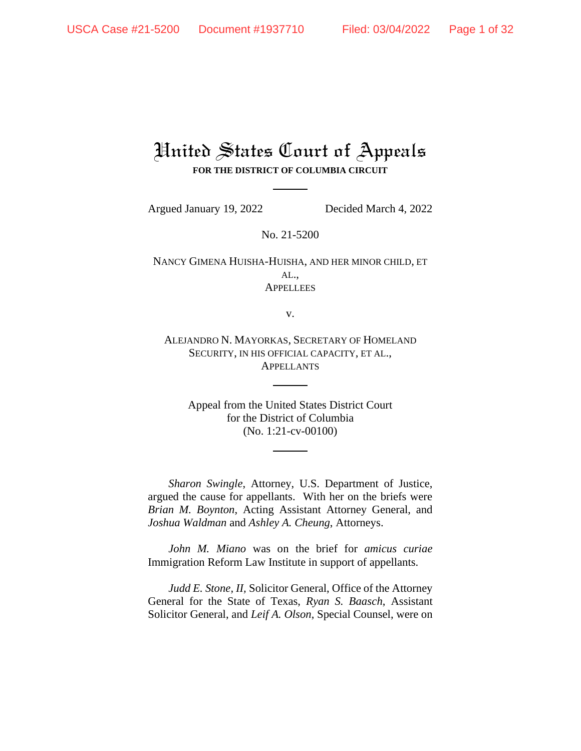# United States Court of Appeals

**FOR THE DISTRICT OF COLUMBIA CIRCUIT**

Argued January 19, 2022 Decided March 4, 2022

No. 21-5200

NANCY GIMENA HUISHA-HUISHA, AND HER MINOR CHILD, ET AL.,
APPELLEES

v.

ALEJANDRO N. MAYORKAS, SECRETARY OF HOMELAND SECURITY, IN HIS OFFICIAL CAPACITY, ET AL.,
APPELLANTS

Appeal from the United States District Court
for the District of Columbia
(No. 1:21-cv-00100)

*Sharon Swingle*, Attorney, U.S. Department of Justice, argued the cause for appellants. With her on the briefs were *Brian M. Boynton*, Acting Assistant Attorney General, and *Joshua Waldman* and *Ashley A. Cheung*, Attorneys.

*John M. Miano* was on the brief for *amicus curiae* Immigration Reform Law Institute in support of appellants.

*Judd E. Stone, II*, Solicitor General, Office of the Attorney General for the State of Texas, *Ryan S. Baasch*, Assistant Solicitor General, and *Leif A. Olson*, Special Counsel, were on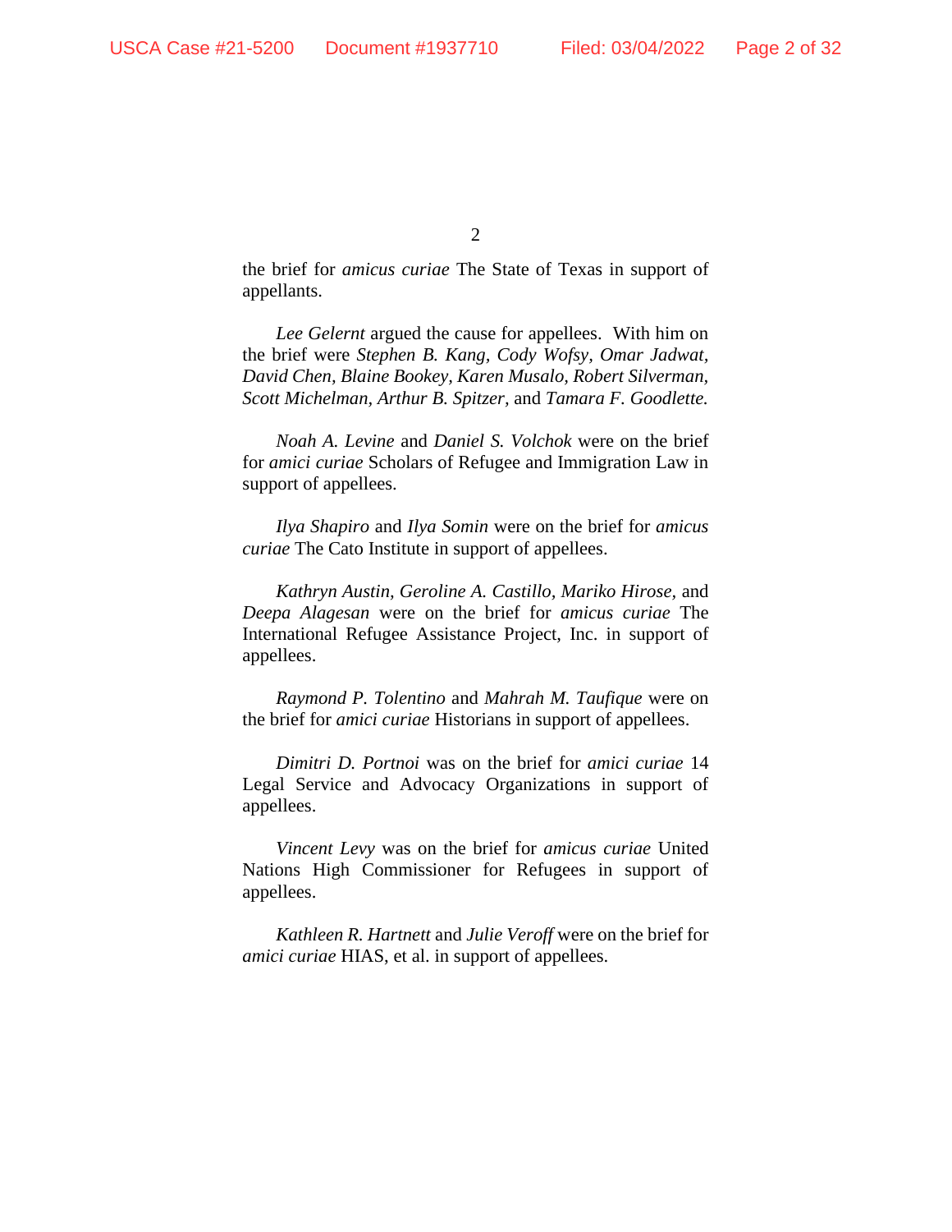the brief for *amicus curiae* The State of Texas in support of appellants.

*Lee Gelernt* argued the cause for appellees. With him on the brief were *Stephen B. Kang, Cody Wofsy, Omar Jadwat, David Chen, Blaine Bookey, Karen Musalo, Robert Silverman, Scott Michelman, Arthur B. Spitzer,* and *Tamara F. Goodlette.*

*Noah A. Levine* and *Daniel S. Volchok* were on the brief for *amici curiae* Scholars of Refugee and Immigration Law in support of appellees.

*Ilya Shapiro* and *Ilya Somin* were on the brief for *amicus curiae* The Cato Institute in support of appellees.

*Kathryn Austin, Geroline A. Castillo, Mariko Hirose,* and *Deepa Alagesan* were on the brief for *amicus curiae* The International Refugee Assistance Project, Inc. in support of appellees.

*Raymond P. Tolentino* and *Mahrah M. Taufique* were on the brief for *amici curiae* Historians in support of appellees.

*Dimitri D. Portnoi* was on the brief for *amici curiae* 14 Legal Service and Advocacy Organizations in support of appellees.

*Vincent Levy* was on the brief for *amicus curiae* United Nations High Commissioner for Refugees in support of appellees.

*Kathleen R. Hartnett* and *Julie Veroff* were on the brief for *amici curiae* HIAS, et al. in support of appellees.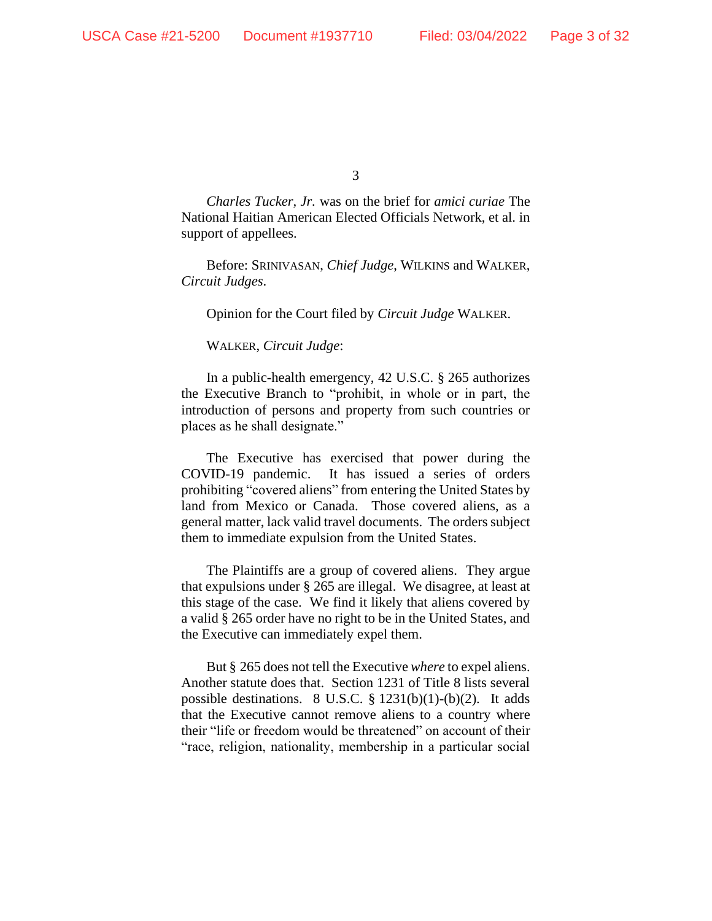*Charles Tucker, Jr.* was on the brief for *amici curiae* The National Haitian American Elected Officials Network, et al. in support of appellees.

Before: SRINIVASAN, *Chief Judge*, WILKINS and WALKER, *Circuit Judges*.

Opinion for the Court filed by *Circuit Judge* WALKER.

WALKER, *Circuit Judge*:

In a public-health emergency, 42 U.S.C. § 265 authorizes the Executive Branch to "prohibit, in whole or in part, the introduction of persons and property from such countries or places as he shall designate."

The Executive has exercised that power during the COVID-19 pandemic. It has issued a series of orders prohibiting "covered aliens" from entering the United States by land from Mexico or Canada. Those covered aliens, as a general matter, lack valid travel documents. The orders subject them to immediate expulsion from the United States.

The Plaintiffs are a group of covered aliens. They argue that expulsions under § 265 are illegal. We disagree, at least at this stage of the case. We find it likely that aliens covered by a valid § 265 order have no right to be in the United States, and the Executive can immediately expel them.

But § 265 does not tell the Executive *where* to expel aliens. Another statute does that. Section 1231 of Title 8 lists several possible destinations. 8 U.S.C. § 1231(b)(1)-(b)(2). It adds that the Executive cannot remove aliens to a country where their "life or freedom would be threatened" on account of their "race, religion, nationality, membership in a particular social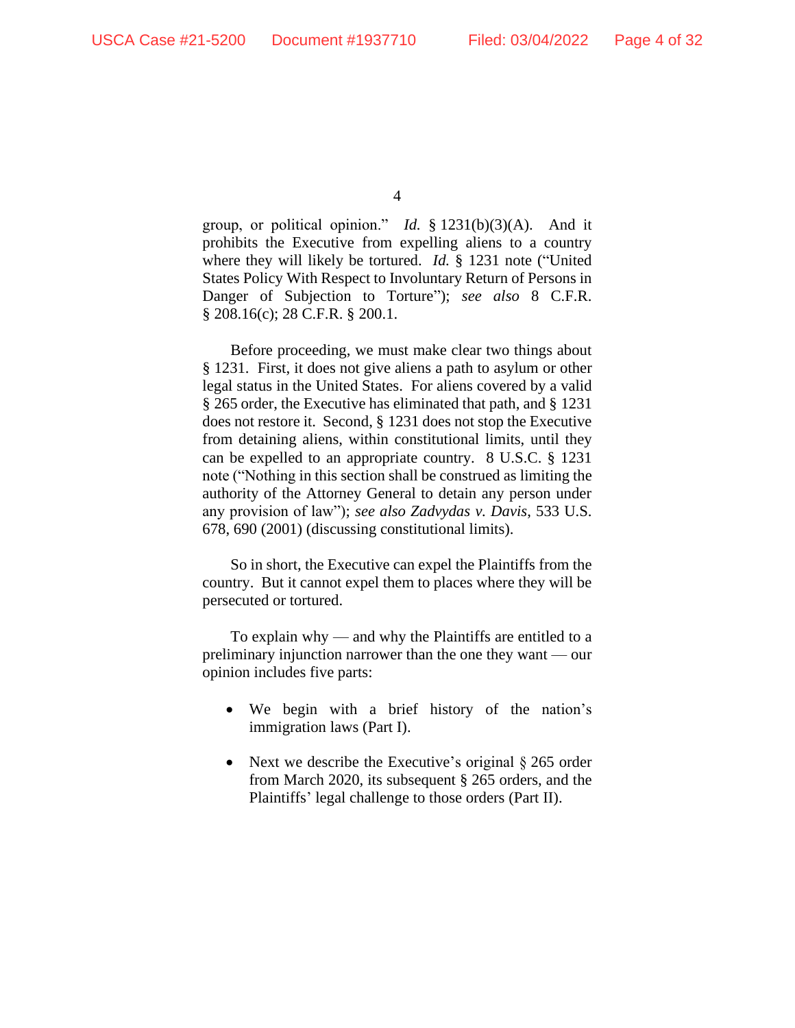group, or political opinion." *Id.* § 1231(b)(3)(A). And it prohibits the Executive from expelling aliens to a country where they will likely be tortured. *Id.* § 1231 note ("United States Policy With Respect to Involuntary Return of Persons in Danger of Subjection to Torture"); *see also* 8 C.F.R. § 208.16(c); 28 C.F.R. § 200.1.

Before proceeding, we must make clear two things about § 1231. First, it does not give aliens a path to asylum or other legal status in the United States. For aliens covered by a valid § 265 order, the Executive has eliminated that path, and § 1231 does not restore it. Second, § 1231 does not stop the Executive from detaining aliens, within constitutional limits, until they can be expelled to an appropriate country. 8 U.S.C. § 1231 note ("Nothing in this section shall be construed as limiting the authority of the Attorney General to detain any person under any provision of law"); *see also Zadvydas v. Davis*, 533 U.S. 678, 690 (2001) (discussing constitutional limits).

So in short, the Executive can expel the Plaintiffs from the country. But it cannot expel them to places where they will be persecuted or tortured.

To explain why — and why the Plaintiffs are entitled to a preliminary injunction narrower than the one they want — our opinion includes five parts:

- We begin with a brief history of the nation's immigration laws (Part I).
- Next we describe the Executive's original § 265 order from March 2020, its subsequent § 265 orders, and the Plaintiffs' legal challenge to those orders (Part II).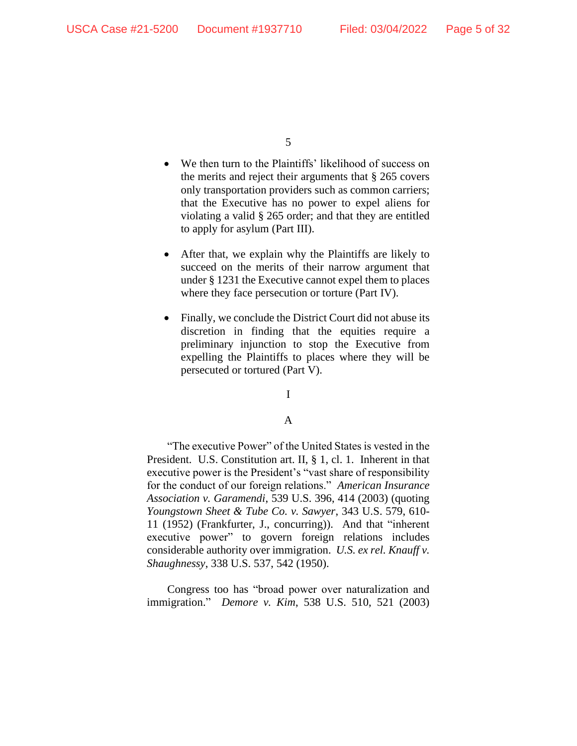- We then turn to the Plaintiffs' likelihood of success on the merits and reject their arguments that § 265 covers only transportation providers such as common carriers; that the Executive has no power to expel aliens for violating a valid § 265 order; and that they are entitled to apply for asylum (Part III).

- After that, we explain why the Plaintiffs are likely to succeed on the merits of their narrow argument that under § 1231 the Executive cannot expel them to places where they face persecution or torture (Part IV).

- Finally, we conclude the District Court did not abuse its discretion in finding that the equities require a preliminary injunction to stop the Executive from expelling the Plaintiffs to places where they will be persecuted or tortured (Part V).

# I

## A

"The executive Power" of the United States is vested in the President. U.S. Constitution art. II, § 1, cl. 1. Inherent in that executive power is the President's "vast share of responsibility for the conduct of our foreign relations." *American Insurance Association v. Garamendi*, 539 U.S. 396, 414 (2003) (quoting *Youngstown Sheet & Tube Co. v. Sawyer*, 343 U.S. 579, 610-11 (1952) (Frankfurter, J., concurring)). And that "inherent executive power" to govern foreign relations includes considerable authority over immigration. *U.S. ex rel. Knauff v. Shaughnessy*, 338 U.S. 537, 542 (1950).

Congress too has "broad power over naturalization and immigration." *Demore v. Kim*, 538 U.S. 510, 521 (2003)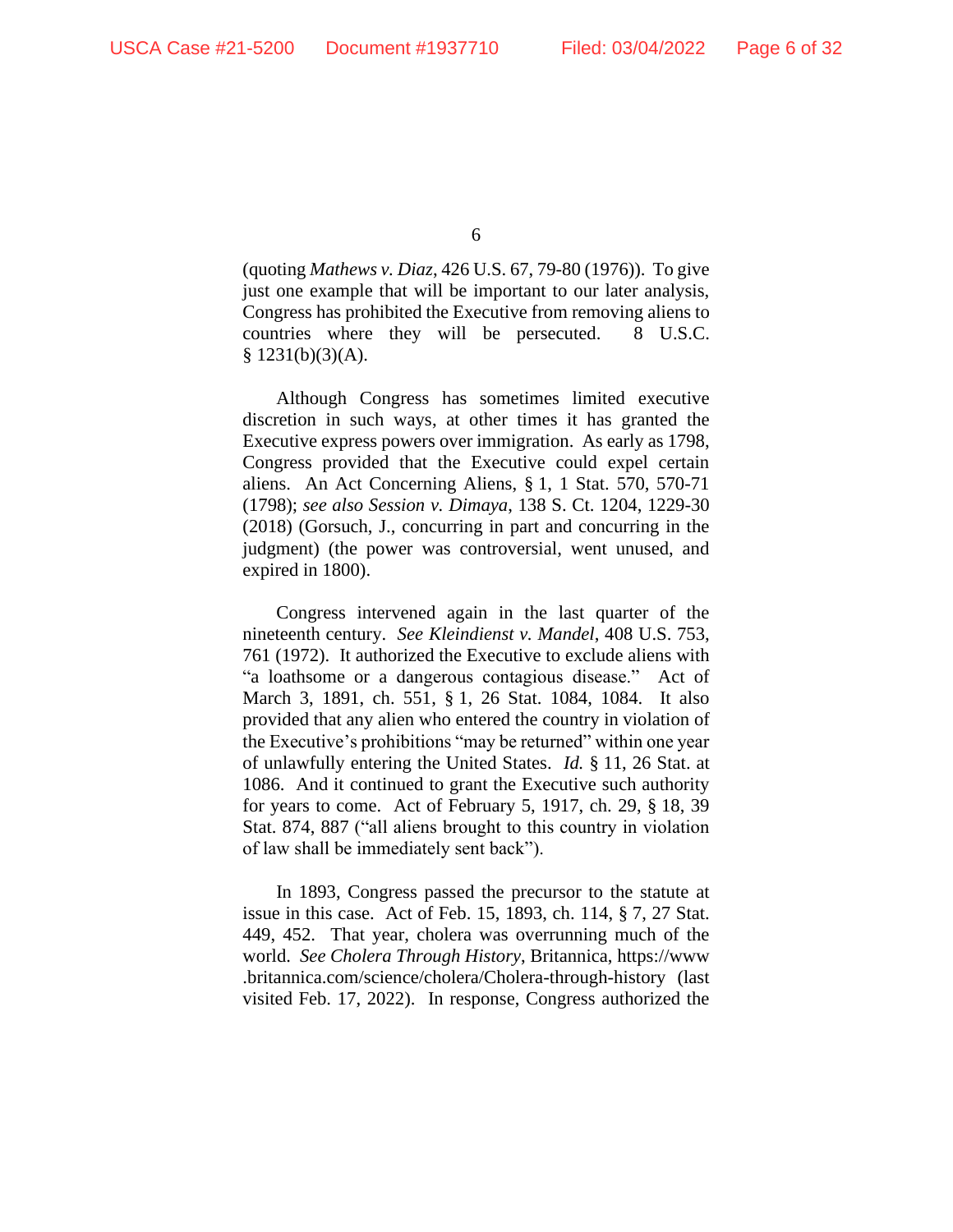(quoting *Mathews v. Diaz*, 426 U.S. 67, 79-80 (1976)). To give just one example that will be important to our later analysis, Congress has prohibited the Executive from removing aliens to countries where they will be persecuted. 8 U.S.C. § 1231(b)(3)(A).

Although Congress has sometimes limited executive discretion in such ways, at other times it has granted the Executive express powers over immigration. As early as 1798, Congress provided that the Executive could expel certain aliens. An Act Concerning Aliens, § 1, 1 Stat. 570, 570-71 (1798); *see also Session v. Dimaya*, 138 S. Ct. 1204, 1229-30 (2018) (Gorsuch, J., concurring in part and concurring in the judgment) (the power was controversial, went unused, and expired in 1800).

Congress intervened again in the last quarter of the nineteenth century. *See Kleindienst v. Mandel*, 408 U.S. 753, 761 (1972). It authorized the Executive to exclude aliens with "a loathsome or a dangerous contagious disease." Act of March 3, 1891, ch. 551, § 1, 26 Stat. 1084, 1084. It also provided that any alien who entered the country in violation of the Executive's prohibitions "may be returned" within one year of unlawfully entering the United States. *Id.* § 11, 26 Stat. at 1086. And it continued to grant the Executive such authority for years to come. Act of February 5, 1917, ch. 29, § 18, 39 Stat. 874, 887 ("all aliens brought to this country in violation of law shall be immediately sent back").

In 1893, Congress passed the precursor to the statute at issue in this case. Act of Feb. 15, 1893, ch. 114, § 7, 27 Stat. 449, 452. That year, cholera was overrunning much of the world. *See Cholera Through History*, Britannica, https://www.britannica.com/science/cholera/Cholera-through-history (last visited Feb. 17, 2022). In response, Congress authorized the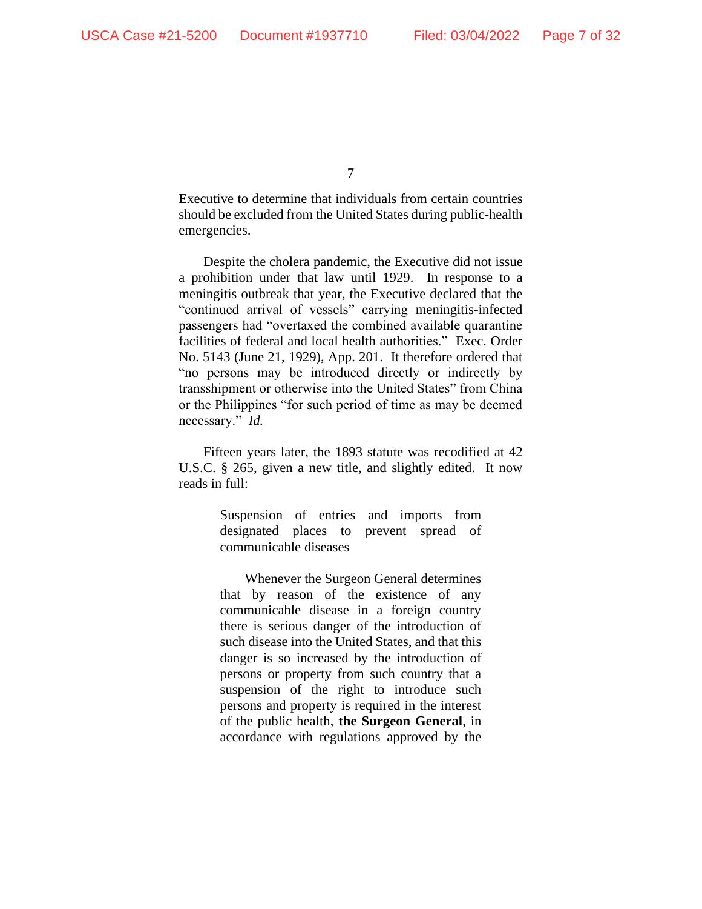Executive to determine that individuals from certain countries should be excluded from the United States during public-health emergencies.

Despite the cholera pandemic, the Executive did not issue a prohibition under that law until 1929. In response to a meningitis outbreak that year, the Executive declared that the "continued arrival of vessels" carrying meningitis-infected passengers had "overtaxed the combined available quarantine facilities of federal and local health authorities." Exec. Order No. 5143 (June 21, 1929), App. 201. It therefore ordered that "no persons may be introduced directly or indirectly by transshipment or otherwise into the United States" from China or the Philippines "for such period of time as may be deemed necessary." *Id.*

Fifteen years later, the 1893 statute was recodified at 42 U.S.C. § 265, given a new title, and slightly edited. It now reads in full:

> Suspension of entries and imports from designated places to prevent spread of communicable diseases
>
> Whenever the Surgeon General determines that by reason of the existence of any communicable disease in a foreign country there is serious danger of the introduction of such disease into the United States, and that this danger is so increased by the introduction of persons or property from such country that a suspension of the right to introduce such persons and property is required in the interest of the public health, **the Surgeon General**, in accordance with regulations approved by the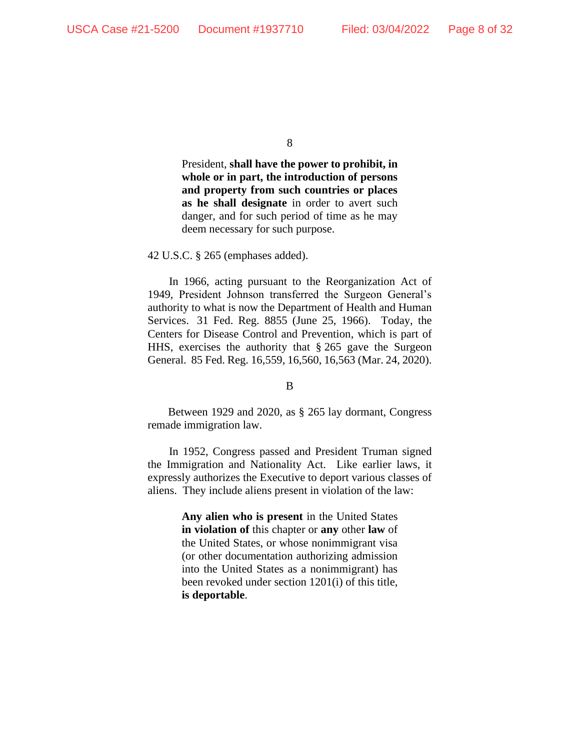> President, **shall have the power to prohibit, in whole or in part, the introduction of persons and property from such countries or places as he shall designate** in order to avert such danger, and for such period of time as he may deem necessary for such purpose.

42 U.S.C. § 265 (emphases added).

In 1966, acting pursuant to the Reorganization Act of 1949, President Johnson transferred the Surgeon General's authority to what is now the Department of Health and Human Services. 31 Fed. Reg. 8855 (June 25, 1966). Today, the Centers for Disease Control and Prevention, which is part of HHS, exercises the authority that § 265 gave the Surgeon General. 85 Fed. Reg. 16,559, 16,560, 16,563 (Mar. 24, 2020).

B

Between 1929 and 2020, as § 265 lay dormant, Congress remade immigration law.

In 1952, Congress passed and President Truman signed the Immigration and Nationality Act. Like earlier laws, it expressly authorizes the Executive to deport various classes of aliens. They include aliens present in violation of the law:

> **Any alien who is present** in the United States **in violation of** this chapter or **any** other **law** of the United States, or whose nonimmigrant visa (or other documentation authorizing admission into the United States as a nonimmigrant) has been revoked under section 1201(i) of this title, **is deportable**.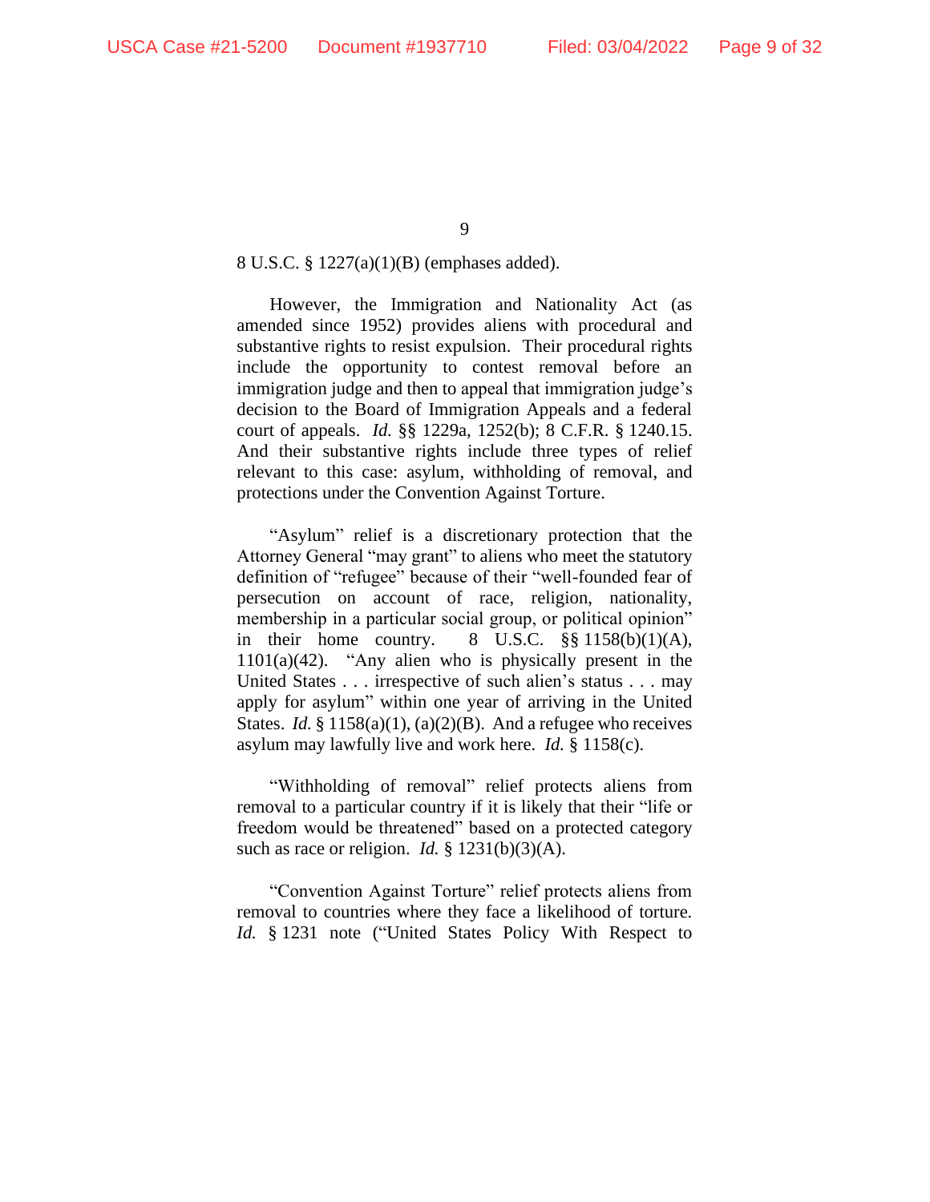8 U.S.C. § 1227(a)(1)(B) (emphases added).

However, the Immigration and Nationality Act (as amended since 1952) provides aliens with procedural and substantive rights to resist expulsion. Their procedural rights include the opportunity to contest removal before an immigration judge and then to appeal that immigration judge's decision to the Board of Immigration Appeals and a federal court of appeals. *Id.* §§ 1229a, 1252(b); 8 C.F.R. § 1240.15. And their substantive rights include three types of relief relevant to this case: asylum, withholding of removal, and protections under the Convention Against Torture.

"Asylum" relief is a discretionary protection that the Attorney General "may grant" to aliens who meet the statutory definition of "refugee" because of their "well-founded fear of persecution on account of race, religion, nationality, membership in a particular social group, or political opinion" in their home country. 8 U.S.C. §§ 1158(b)(1)(A), 1101(a)(42). "Any alien who is physically present in the United States . . . irrespective of such alien's status . . . may apply for asylum" within one year of arriving in the United States. *Id.* § 1158(a)(1), (a)(2)(B). And a refugee who receives asylum may lawfully live and work here. *Id.* § 1158(c).

"Withholding of removal" relief protects aliens from removal to a particular country if it is likely that their "life or freedom would be threatened" based on a protected category such as race or religion. *Id.* § 1231(b)(3)(A).

"Convention Against Torture" relief protects aliens from removal to countries where they face a likelihood of torture. *Id.* § 1231 note ("United States Policy With Respect to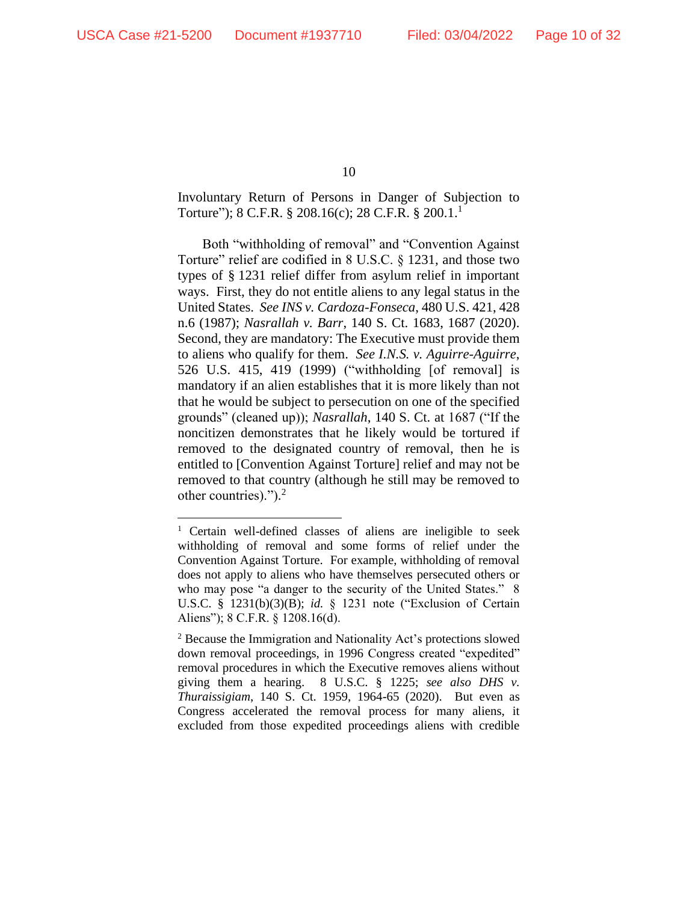Involuntary Return of Persons in Danger of Subjection to Torture"); 8 C.F.R. § 208.16(c); 28 C.F.R. § 200.1.[1]

Both "withholding of removal" and "Convention Against Torture" relief are codified in 8 U.S.C. § 1231, and those two types of § 1231 relief differ from asylum relief in important ways. First, they do not entitle aliens to any legal status in the United States. *See INS v. Cardoza-Fonseca*, 480 U.S. 421, 428 n.6 (1987); *Nasrallah v. Barr*, 140 S. Ct. 1683, 1687 (2020). Second, they are mandatory: The Executive must provide them to aliens who qualify for them. *See I.N.S. v. Aguirre-Aguirre*, 526 U.S. 415, 419 (1999) ("withholding [of removal] is mandatory if an alien establishes that it is more likely than not that he would be subject to persecution on one of the specified grounds" (cleaned up)); *Nasrallah*, 140 S. Ct. at 1687 ("If the noncitizen demonstrates that he likely would be tortured if removed to the designated country of removal, then he is entitled to [Convention Against Torture] relief and may not be removed to that country (although he still may be removed to other countries).").[2]

---

[1] Certain well-defined classes of aliens are ineligible to seek withholding of removal and some forms of relief under the Convention Against Torture. For example, withholding of removal does not apply to aliens who have themselves persecuted others or who may pose "a danger to the security of the United States." 8 U.S.C. § 1231(b)(3)(B); *id.* § 1231 note ("Exclusion of Certain Aliens"); 8 C.F.R. § 1208.16(d).

[2] Because the Immigration and Nationality Act's protections slowed down removal proceedings, in 1996 Congress created "expedited" removal procedures in which the Executive removes aliens without giving them a hearing. 8 U.S.C. § 1225; *see also DHS v. Thuraissigiam*, 140 S. Ct. 1959, 1964-65 (2020). But even as Congress accelerated the removal process for many aliens, it excluded from those expedited proceedings aliens with credible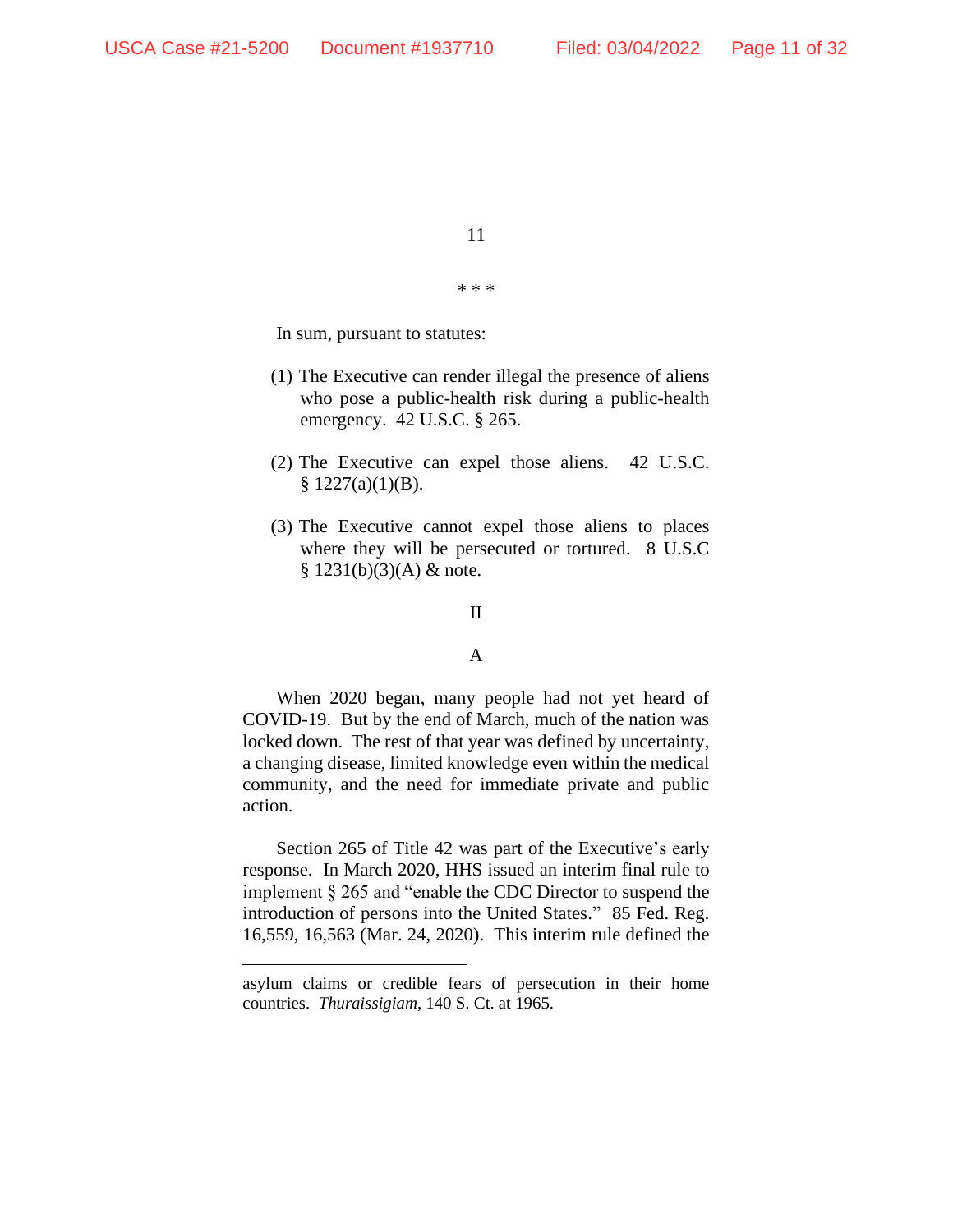\* \* \*

In sum, pursuant to statutes:

(1) The Executive can render illegal the presence of aliens who pose a public-health risk during a public-health emergency. 42 U.S.C. § 265.

(2) The Executive can expel those aliens. 42 U.S.C. § 1227(a)(1)(B).

(3) The Executive cannot expel those aliens to places where they will be persecuted or tortured. 8 U.S.C § 1231(b)(3)(A) & note.

## II

### A

When 2020 began, many people had not yet heard of COVID-19. But by the end of March, much of the nation was locked down. The rest of that year was defined by uncertainty, a changing disease, limited knowledge even within the medical community, and the need for immediate private and public action.

Section 265 of Title 42 was part of the Executive's early response. In March 2020, HHS issued an interim final rule to implement § 265 and "enable the CDC Director to suspend the introduction of persons into the United States." 85 Fed. Reg. 16,559, 16,563 (Mar. 24, 2020). This interim rule defined the

---

asylum claims or credible fears of persecution in their home countries. *Thuraissigiam*, 140 S. Ct. at 1965.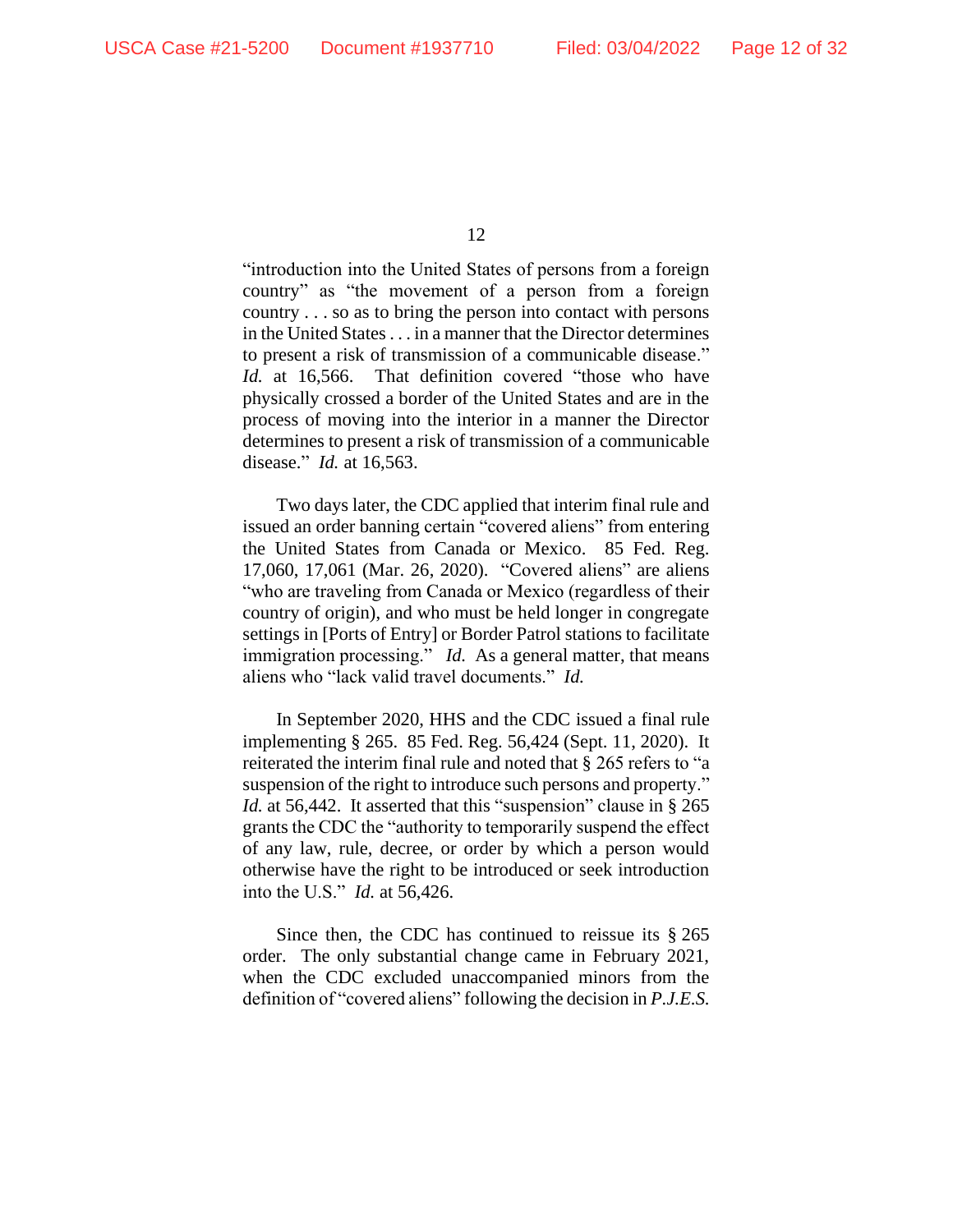"introduction into the United States of persons from a foreign country" as "the movement of a person from a foreign country . . . so as to bring the person into contact with persons in the United States . . . in a manner that the Director determines to present a risk of transmission of a communicable disease." *Id.* at 16,566. That definition covered "those who have physically crossed a border of the United States and are in the process of moving into the interior in a manner the Director determines to present a risk of transmission of a communicable disease." *Id.* at 16,563.

Two days later, the CDC applied that interim final rule and issued an order banning certain "covered aliens" from entering the United States from Canada or Mexico. 85 Fed. Reg. 17,060, 17,061 (Mar. 26, 2020). "Covered aliens" are aliens "who are traveling from Canada or Mexico (regardless of their country of origin), and who must be held longer in congregate settings in [Ports of Entry] or Border Patrol stations to facilitate immigration processing." *Id.* As a general matter, that means aliens who "lack valid travel documents." *Id.*

In September 2020, HHS and the CDC issued a final rule implementing § 265. 85 Fed. Reg. 56,424 (Sept. 11, 2020). It reiterated the interim final rule and noted that § 265 refers to "a suspension of the right to introduce such persons and property." *Id.* at 56,442. It asserted that this "suspension" clause in § 265 grants the CDC the "authority to temporarily suspend the effect of any law, rule, decree, or order by which a person would otherwise have the right to be introduced or seek introduction into the U.S." *Id.* at 56,426.

Since then, the CDC has continued to reissue its § 265 order. The only substantial change came in February 2021, when the CDC excluded unaccompanied minors from the definition of "covered aliens" following the decision in *P.J.E.S.*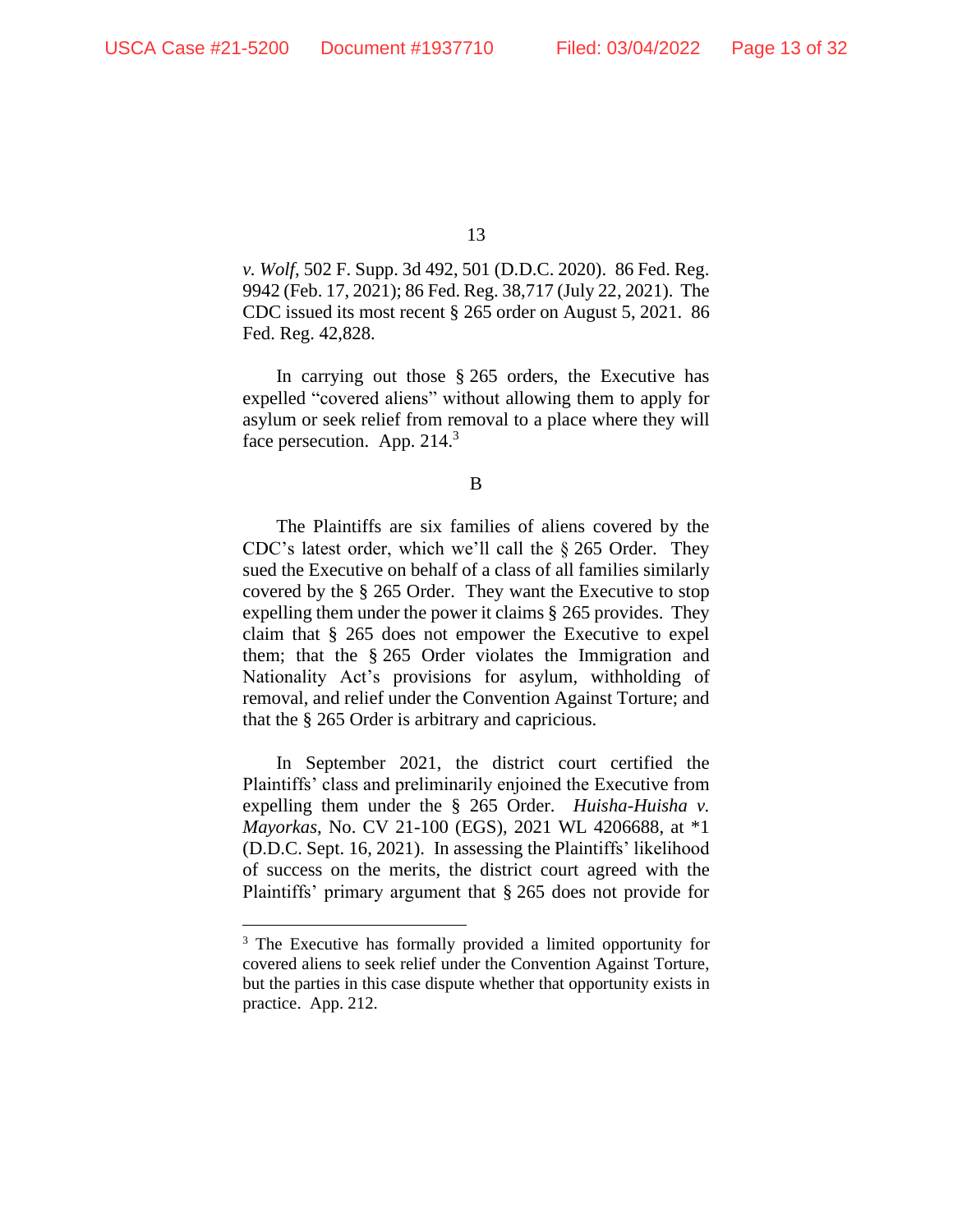*v. Wolf*, 502 F. Supp. 3d 492, 501 (D.D.C. 2020). 86 Fed. Reg. 9942 (Feb. 17, 2021); 86 Fed. Reg. 38,717 (July 22, 2021). The CDC issued its most recent § 265 order on August 5, 2021. 86 Fed. Reg. 42,828.

In carrying out those § 265 orders, the Executive has expelled "covered aliens" without allowing them to apply for asylum or seek relief from removal to a place where they will face persecution. App. 214.[3]

B

The Plaintiffs are six families of aliens covered by the CDC's latest order, which we'll call the § 265 Order. They sued the Executive on behalf of a class of all families similarly covered by the § 265 Order. They want the Executive to stop expelling them under the power it claims § 265 provides. They claim that § 265 does not empower the Executive to expel them; that the § 265 Order violates the Immigration and Nationality Act's provisions for asylum, withholding of removal, and relief under the Convention Against Torture; and that the § 265 Order is arbitrary and capricious.

In September 2021, the district court certified the Plaintiffs' class and preliminarily enjoined the Executive from expelling them under the § 265 Order. *Huisha-Huisha v. Mayorkas*, No. CV 21-100 (EGS), 2021 WL 4206688, at \*1 (D.D.C. Sept. 16, 2021). In assessing the Plaintiffs' likelihood of success on the merits, the district court agreed with the Plaintiffs' primary argument that § 265 does not provide for

---

[3] The Executive has formally provided a limited opportunity for covered aliens to seek relief under the Convention Against Torture, but the parties in this case dispute whether that opportunity exists in practice. App. 212.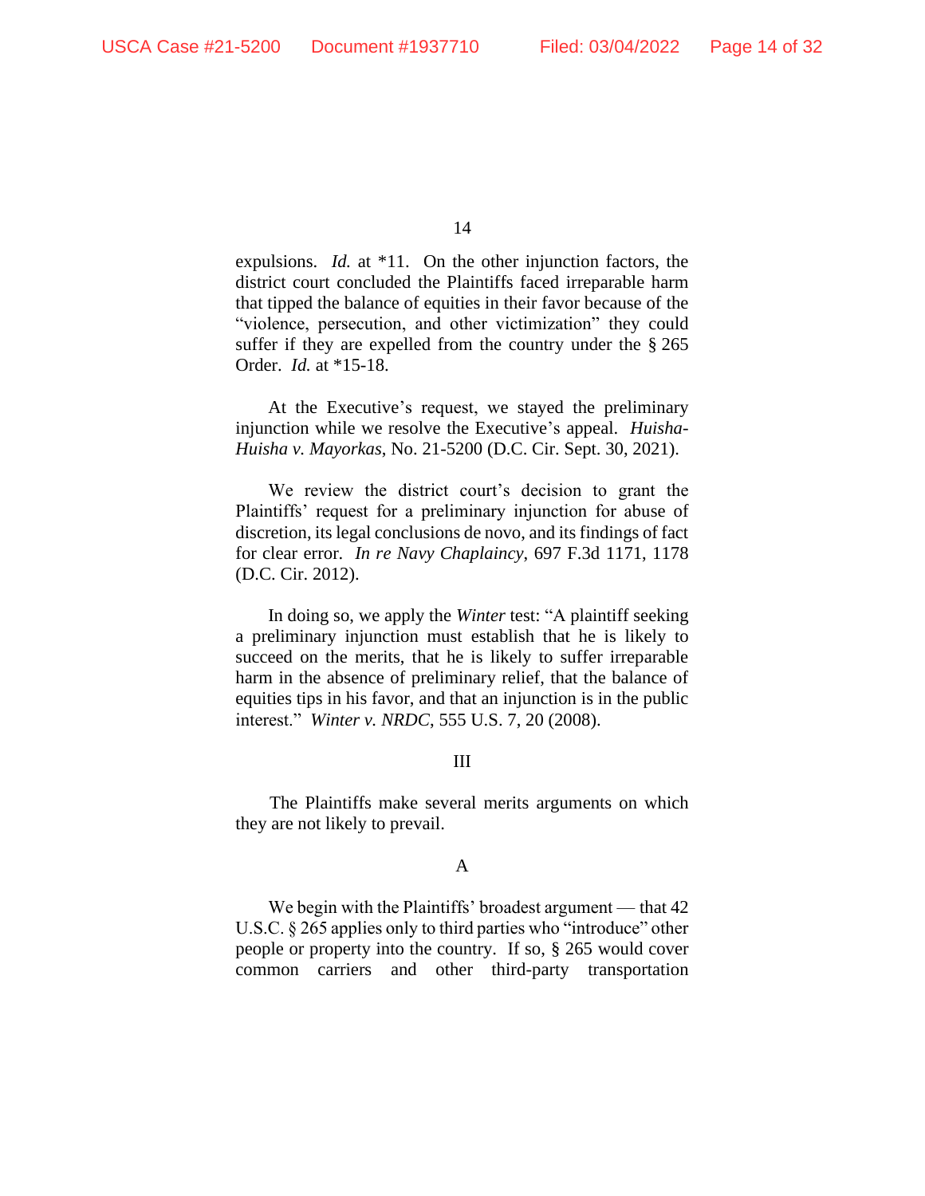expulsions. *Id.* at *11. On the other injunction factors, the district court concluded the Plaintiffs faced irreparable harm that tipped the balance of equities in their favor because of the "violence, persecution, and other victimization" they could suffer if they are expelled from the country under the § 265 Order. *Id.* at *15-18.

At the Executive's request, we stayed the preliminary injunction while we resolve the Executive's appeal. *Huisha-Huisha v. Mayorkas*, No. 21-5200 (D.C. Cir. Sept. 30, 2021).

We review the district court's decision to grant the Plaintiffs' request for a preliminary injunction for abuse of discretion, its legal conclusions de novo, and its findings of fact for clear error. *In re Navy Chaplaincy*, 697 F.3d 1171, 1178 (D.C. Cir. 2012).

In doing so, we apply the *Winter* test: "A plaintiff seeking a preliminary injunction must establish that he is likely to succeed on the merits, that he is likely to suffer irreparable harm in the absence of preliminary relief, that the balance of equities tips in his favor, and that an injunction is in the public interest." *Winter v. NRDC*, 555 U.S. 7, 20 (2008).

## III

The Plaintiffs make several merits arguments on which they are not likely to prevail.

### A

We begin with the Plaintiffs' broadest argument — that 42 U.S.C. § 265 applies only to third parties who "introduce" other people or property into the country. If so, § 265 would cover common carriers and other third-party transportation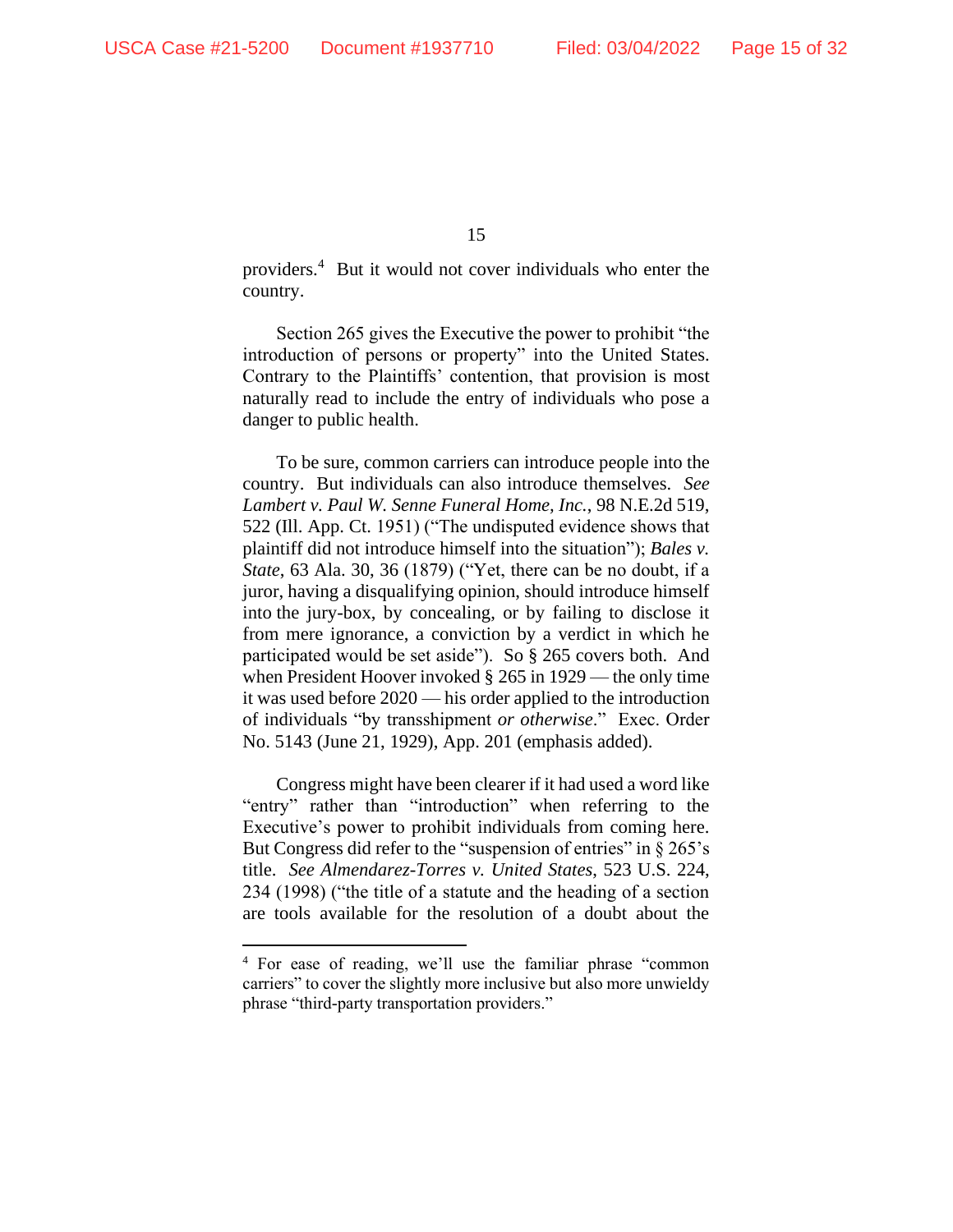providers.[4] But it would not cover individuals who enter the country.

Section 265 gives the Executive the power to prohibit "the introduction of persons or property" into the United States. Contrary to the Plaintiffs' contention, that provision is most naturally read to include the entry of individuals who pose a danger to public health.

To be sure, common carriers can introduce people into the country. But individuals can also introduce themselves. *See Lambert v. Paul W. Senne Funeral Home, Inc.*, 98 N.E.2d 519, 522 (Ill. App. Ct. 1951) ("The undisputed evidence shows that plaintiff did not introduce himself into the situation"); *Bales v. State*, 63 Ala. 30, 36 (1879) ("Yet, there can be no doubt, if a juror, having a disqualifying opinion, should introduce himself into the jury-box, by concealing, or by failing to disclose it from mere ignorance, a conviction by a verdict in which he participated would be set aside"). So § 265 covers both. And when President Hoover invoked § 265 in 1929 — the only time it was used before 2020 — his order applied to the introduction of individuals "by transshipment *or otherwise*." Exec. Order No. 5143 (June 21, 1929), App. 201 (emphasis added).

Congress might have been clearer if it had used a word like "entry" rather than "introduction" when referring to the Executive's power to prohibit individuals from coming here. But Congress did refer to the "suspension of entries" in § 265's title. *See Almendarez-Torres v. United States*, 523 U.S. 224, 234 (1998) ("the title of a statute and the heading of a section are tools available for the resolution of a doubt about the

---

[4] For ease of reading, we'll use the familiar phrase "common carriers" to cover the slightly more inclusive but also more unwieldy phrase "third-party transportation providers."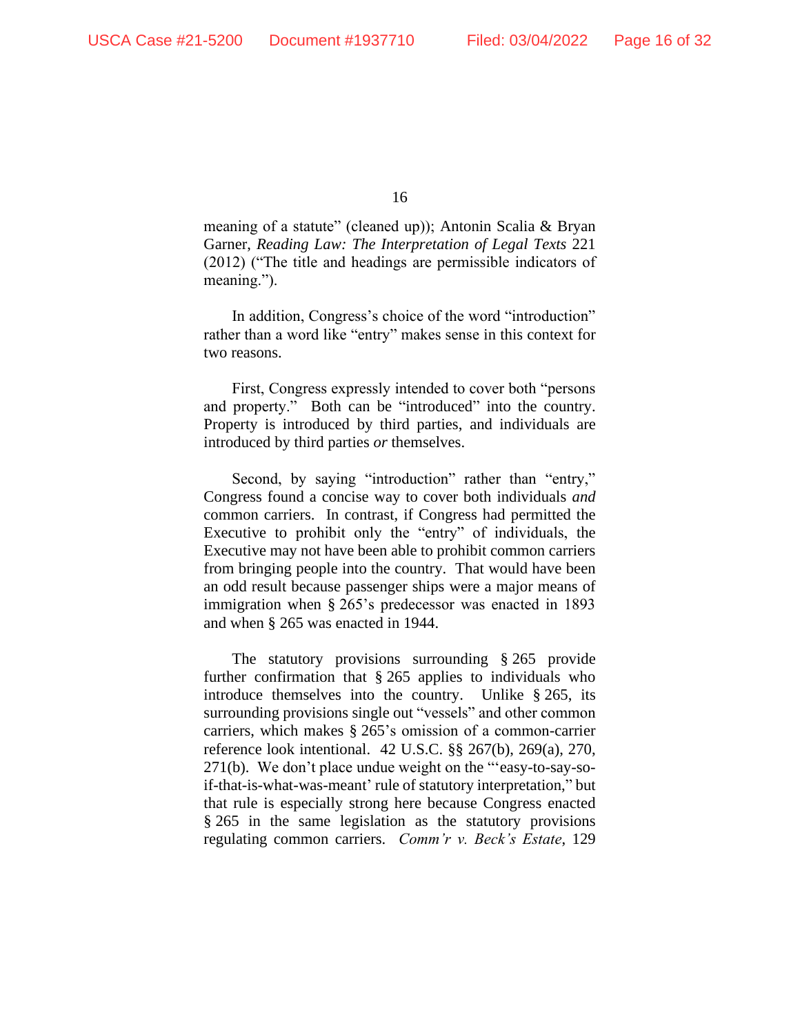meaning of a statute" (cleaned up)); Antonin Scalia & Bryan Garner, *Reading Law: The Interpretation of Legal Texts* 221 (2012) ("The title and headings are permissible indicators of meaning.").

In addition, Congress's choice of the word "introduction" rather than a word like "entry" makes sense in this context for two reasons.

First, Congress expressly intended to cover both "persons and property." Both can be "introduced" into the country. Property is introduced by third parties, and individuals are introduced by third parties *or* themselves.

Second, by saying "introduction" rather than "entry," Congress found a concise way to cover both individuals *and* common carriers. In contrast, if Congress had permitted the Executive to prohibit only the "entry" of individuals, the Executive may not have been able to prohibit common carriers from bringing people into the country. That would have been an odd result because passenger ships were a major means of immigration when § 265's predecessor was enacted in 1893 and when § 265 was enacted in 1944.

The statutory provisions surrounding § 265 provide further confirmation that § 265 applies to individuals who introduce themselves into the country. Unlike § 265, its surrounding provisions single out "vessels" and other common carriers, which makes § 265's omission of a common-carrier reference look intentional. 42 U.S.C. §§ 267(b), 269(a), 270, 271(b). We don't place undue weight on the "'easy-to-say-so-if-that-is-what-was-meant' rule of statutory interpretation," but that rule is especially strong here because Congress enacted § 265 in the same legislation as the statutory provisions regulating common carriers. *Comm'r v. Beck's Estate*, 129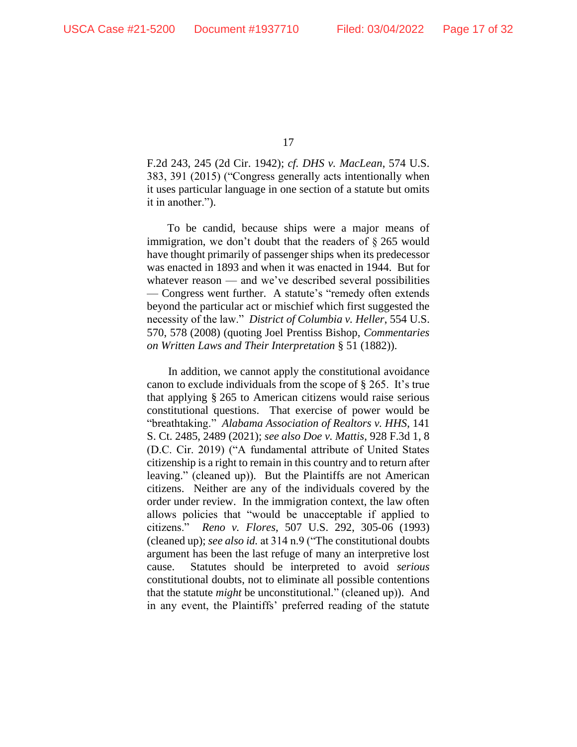F.2d 243, 245 (2d Cir. 1942); *cf. DHS v. MacLean*, 574 U.S. 383, 391 (2015) ("Congress generally acts intentionally when it uses particular language in one section of a statute but omits it in another.").

To be candid, because ships were a major means of immigration, we don't doubt that the readers of § 265 would have thought primarily of passenger ships when its predecessor was enacted in 1893 and when it was enacted in 1944. But for whatever reason — and we've described several possibilities — Congress went further. A statute's "remedy often extends beyond the particular act or mischief which first suggested the necessity of the law." *District of Columbia v. Heller*, 554 U.S. 570, 578 (2008) (quoting Joel Prentiss Bishop, *Commentaries on Written Laws and Their Interpretation* § 51 (1882)).

In addition, we cannot apply the constitutional avoidance canon to exclude individuals from the scope of § 265. It's true that applying § 265 to American citizens would raise serious constitutional questions. That exercise of power would be "breathtaking." *Alabama Association of Realtors v. HHS*, 141 S. Ct. 2485, 2489 (2021); *see also Doe v. Mattis*, 928 F.3d 1, 8 (D.C. Cir. 2019) ("A fundamental attribute of United States citizenship is a right to remain in this country and to return after leaving." (cleaned up)). But the Plaintiffs are not American citizens. Neither are any of the individuals covered by the order under review. In the immigration context, the law often allows policies that "would be unacceptable if applied to citizens." *Reno v. Flores*, 507 U.S. 292, 305-06 (1993) (cleaned up); *see also id.* at 314 n.9 ("The constitutional doubts argument has been the last refuge of many an interpretive lost cause. Statutes should be interpreted to avoid *serious* constitutional doubts, not to eliminate all possible contentions that the statute *might* be unconstitutional." (cleaned up)). And in any event, the Plaintiffs' preferred reading of the statute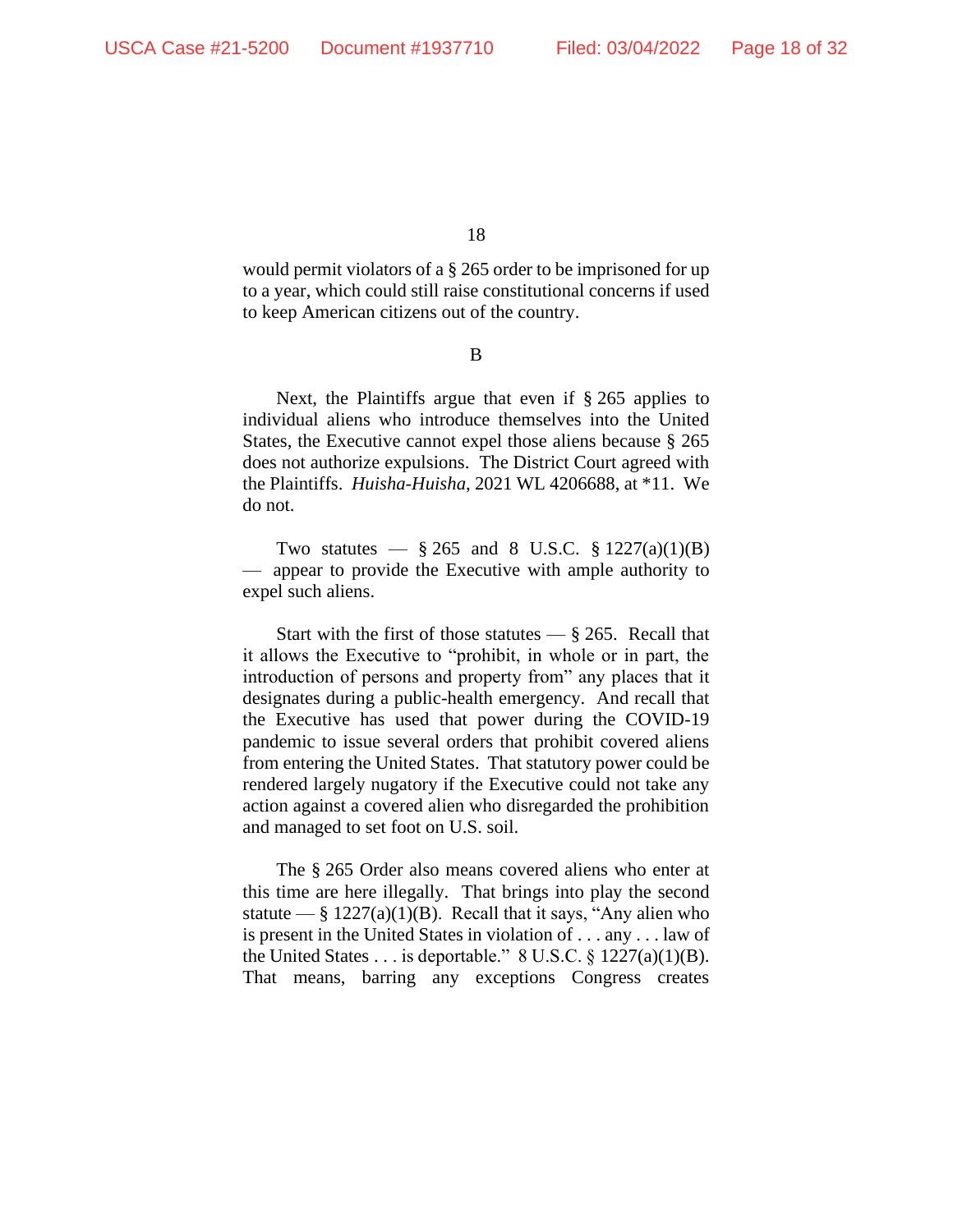would permit violators of a § 265 order to be imprisoned for up to a year, which could still raise constitutional concerns if used to keep American citizens out of the country.

B

Next, the Plaintiffs argue that even if § 265 applies to individual aliens who introduce themselves into the United States, the Executive cannot expel those aliens because § 265 does not authorize expulsions. The District Court agreed with the Plaintiffs. *Huisha-Huisha*, 2021 WL 4206688, at *11. We do not.

Two statutes — § 265 and 8 U.S.C. § 1227(a)(1)(B) — appear to provide the Executive with ample authority to expel such aliens.

Start with the first of those statutes — § 265. Recall that it allows the Executive to "prohibit, in whole or in part, the introduction of persons and property from" any places that it designates during a public-health emergency. And recall that the Executive has used that power during the COVID-19 pandemic to issue several orders that prohibit covered aliens from entering the United States. That statutory power could be rendered largely nugatory if the Executive could not take any action against a covered alien who disregarded the prohibition and managed to set foot on U.S. soil.

The § 265 Order also means covered aliens who enter at this time are here illegally. That brings into play the second statute — § 1227(a)(1)(B). Recall that it says, "Any alien who is present in the United States in violation of . . . any . . . law of the United States . . . is deportable." 8 U.S.C. § 1227(a)(1)(B). That means, barring any exceptions Congress creates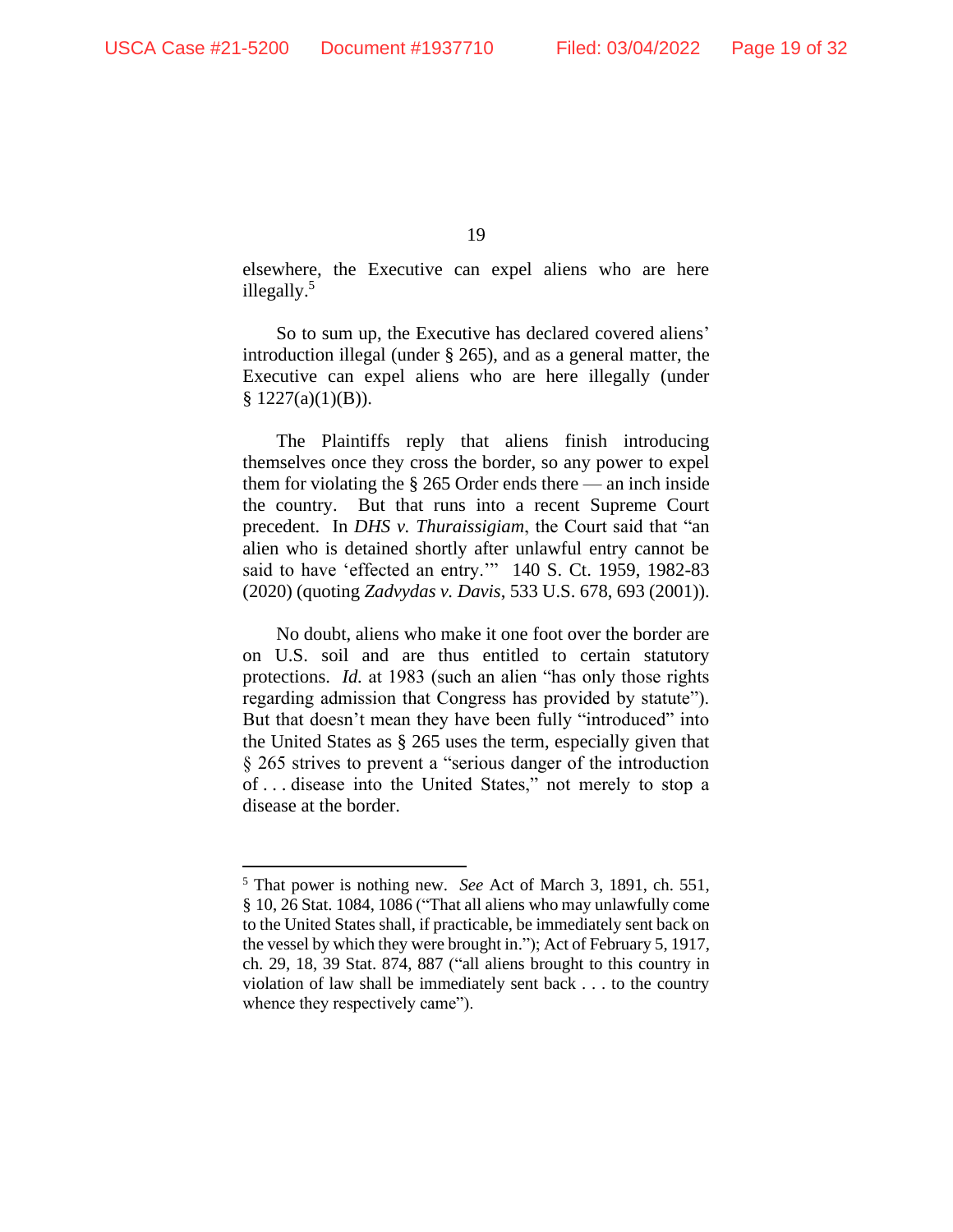elsewhere, the Executive can expel aliens who are here illegally.[5]

So to sum up, the Executive has declared covered aliens' introduction illegal (under § 265), and as a general matter, the Executive can expel aliens who are here illegally (under § 1227(a)(1)(B)).

The Plaintiffs reply that aliens finish introducing themselves once they cross the border, so any power to expel them for violating the § 265 Order ends there — an inch inside the country. But that runs into a recent Supreme Court precedent. In *DHS v. Thuraissigiam*, the Court said that "an alien who is detained shortly after unlawful entry cannot be said to have 'effected an entry.'" 140 S. Ct. 1959, 1982-83 (2020) (quoting *Zadvydas v. Davis*, 533 U.S. 678, 693 (2001)).

No doubt, aliens who make it one foot over the border are on U.S. soil and are thus entitled to certain statutory protections. *Id.* at 1983 (such an alien "has only those rights regarding admission that Congress has provided by statute"). But that doesn't mean they have been fully "introduced" into the United States as § 265 uses the term, especially given that § 265 strives to prevent a "serious danger of the introduction of . . . disease into the United States," not merely to stop a disease at the border.

---

[5] That power is nothing new. *See* Act of March 3, 1891, ch. 551, § 10, 26 Stat. 1084, 1086 ("That all aliens who may unlawfully come to the United States shall, if practicable, be immediately sent back on the vessel by which they were brought in."); Act of February 5, 1917, ch. 29, 18, 39 Stat. 874, 887 ("all aliens brought to this country in violation of law shall be immediately sent back . . . to the country whence they respectively came").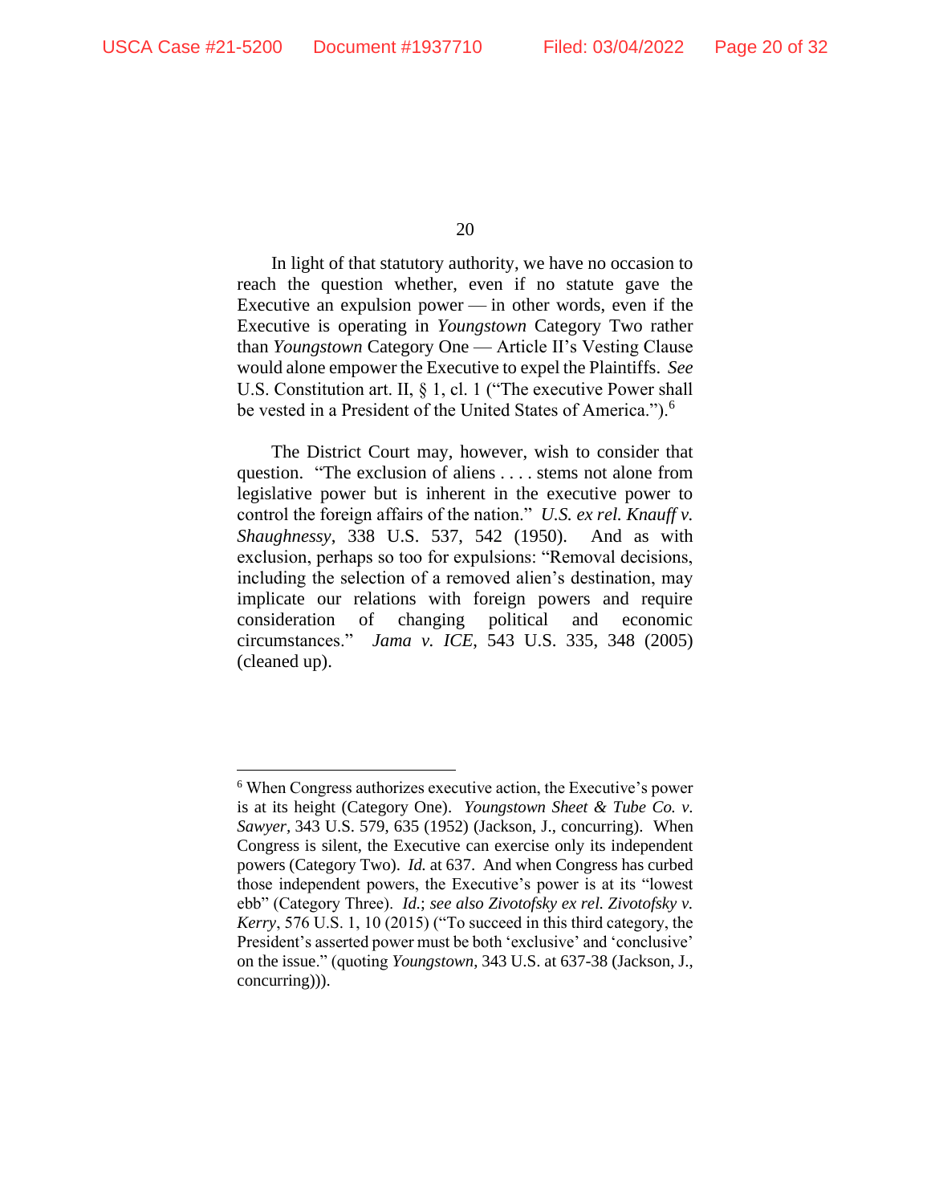In light of that statutory authority, we have no occasion to reach the question whether, even if no statute gave the Executive an expulsion power — in other words, even if the Executive is operating in *Youngstown* Category Two rather than *Youngstown* Category One — Article II's Vesting Clause would alone empower the Executive to expel the Plaintiffs. *See* U.S. Constitution art. II, § 1, cl. 1 ("The executive Power shall be vested in a President of the United States of America.").[6]

The District Court may, however, wish to consider that question. "The exclusion of aliens . . . . stems not alone from legislative power but is inherent in the executive power to control the foreign affairs of the nation." *U.S. ex rel. Knauff v. Shaughnessy*, 338 U.S. 537, 542 (1950). And as with exclusion, perhaps so too for expulsions: "Removal decisions, including the selection of a removed alien's destination, may implicate our relations with foreign powers and require consideration of changing political and economic circumstances." *Jama v. ICE*, 543 U.S. 335, 348 (2005) (cleaned up).

---

[6] When Congress authorizes executive action, the Executive's power is at its height (Category One). *Youngstown Sheet & Tube Co. v. Sawyer*, 343 U.S. 579, 635 (1952) (Jackson, J., concurring). When Congress is silent, the Executive can exercise only its independent powers (Category Two). *Id.* at 637. And when Congress has curbed those independent powers, the Executive's power is at its "lowest ebb" (Category Three). *Id.*; *see also Zivotofsky ex rel. Zivotofsky v. Kerry*, 576 U.S. 1, 10 (2015) ("To succeed in this third category, the President's asserted power must be both 'exclusive' and 'conclusive' on the issue." (quoting *Youngstown*, 343 U.S. at 637-38 (Jackson, J., concurring))).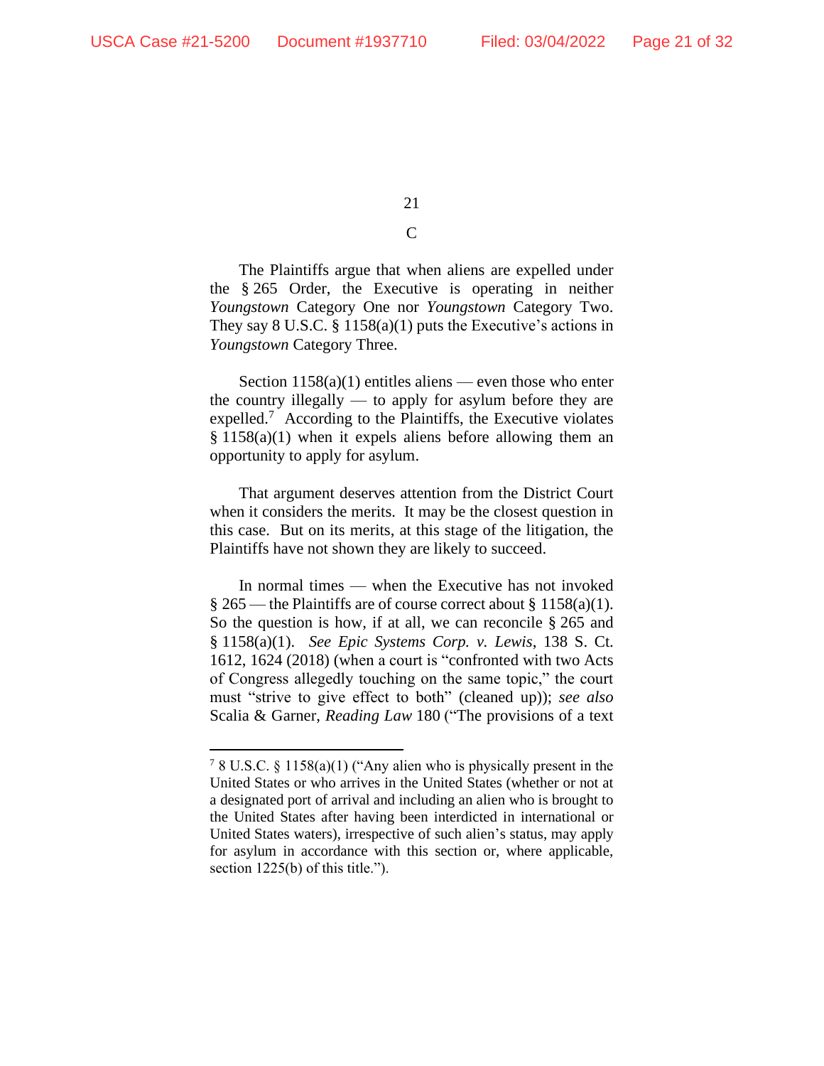## C

The Plaintiffs argue that when aliens are expelled under the § 265 Order, the Executive is operating in neither *Youngstown* Category One nor *Youngstown* Category Two. They say 8 U.S.C. § 1158(a)(1) puts the Executive's actions in *Youngstown* Category Three.

Section 1158(a)(1) entitles aliens — even those who enter the country illegally — to apply for asylum before they are expelled.[7] According to the Plaintiffs, the Executive violates § 1158(a)(1) when it expels aliens before allowing them an opportunity to apply for asylum.

That argument deserves attention from the District Court when it considers the merits. It may be the closest question in this case. But on its merits, at this stage of the litigation, the Plaintiffs have not shown they are likely to succeed.

In normal times — when the Executive has not invoked § 265 — the Plaintiffs are of course correct about § 1158(a)(1). So the question is how, if at all, we can reconcile § 265 and § 1158(a)(1). *See Epic Systems Corp. v. Lewis*, 138 S. Ct. 1612, 1624 (2018) (when a court is "confronted with two Acts of Congress allegedly touching on the same topic," the court must "strive to give effect to both" (cleaned up)); *see also* Scalia & Garner, *Reading Law* 180 ("The provisions of a text

---

[7] 8 U.S.C. § 1158(a)(1) ("Any alien who is physically present in the United States or who arrives in the United States (whether or not at a designated port of arrival and including an alien who is brought to the United States after having been interdicted in international or United States waters), irrespective of such alien's status, may apply for asylum in accordance with this section or, where applicable, section 1225(b) of this title.").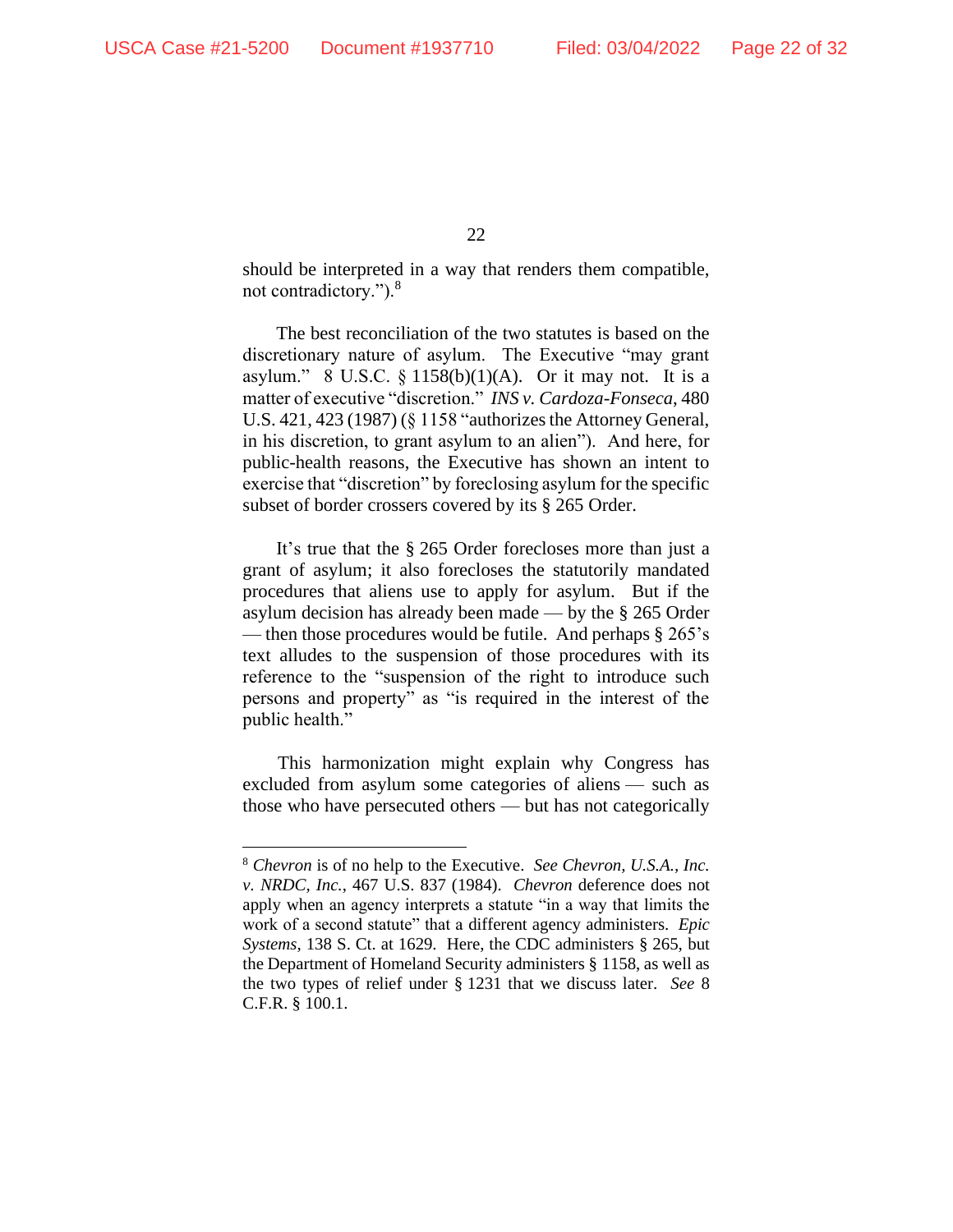should be interpreted in a way that renders them compatible, not contradictory.”).[8]

The best reconciliation of the two statutes is based on the discretionary nature of asylum. The Executive “may grant asylum.” 8 U.S.C. § 1158(b)(1)(A). Or it may not. It is a matter of executive “discretion.” *INS v. Cardoza-Fonseca*, 480 U.S. 421, 423 (1987) (§ 1158 “authorizes the Attorney General, in his discretion, to grant asylum to an alien”). And here, for public-health reasons, the Executive has shown an intent to exercise that “discretion” by foreclosing asylum for the specific subset of border crossers covered by its § 265 Order.

It’s true that the § 265 Order forecloses more than just a grant of asylum; it also forecloses the statutorily mandated procedures that aliens use to apply for asylum. But if the asylum decision has already been made — by the § 265 Order — then those procedures would be futile. And perhaps § 265’s text alludes to the suspension of those procedures with its reference to the “suspension of the right to introduce such persons and property” as “is required in the interest of the public health.”

This harmonization might explain why Congress has excluded from asylum some categories of aliens — such as those who have persecuted others — but has not categorically

---

[8] *Chevron* is of no help to the Executive. *See Chevron, U.S.A., Inc. v. NRDC, Inc.*, 467 U.S. 837 (1984). *Chevron* deference does not apply when an agency interprets a statute “in a way that limits the work of a second statute” that a different agency administers. *Epic Systems*, 138 S. Ct. at 1629. Here, the CDC administers § 265, but the Department of Homeland Security administers § 1158, as well as the two types of relief under § 1231 that we discuss later. *See* 8 C.F.R. § 100.1.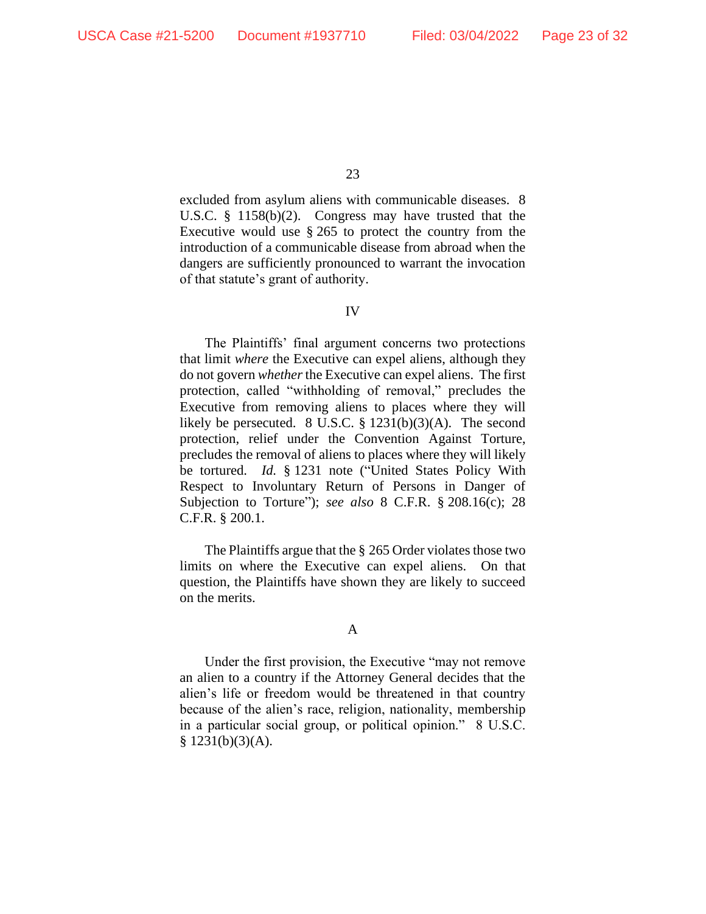excluded from asylum aliens with communicable diseases. 8 U.S.C. § 1158(b)(2). Congress may have trusted that the Executive would use § 265 to protect the country from the introduction of a communicable disease from abroad when the dangers are sufficiently pronounced to warrant the invocation of that statute's grant of authority.

## IV

The Plaintiffs' final argument concerns two protections that limit *where* the Executive can expel aliens, although they do not govern *whether* the Executive can expel aliens. The first protection, called "withholding of removal," precludes the Executive from removing aliens to places where they will likely be persecuted. 8 U.S.C. § 1231(b)(3)(A). The second protection, relief under the Convention Against Torture, precludes the removal of aliens to places where they will likely be tortured. *Id.* § 1231 note ("United States Policy With Respect to Involuntary Return of Persons in Danger of Subjection to Torture"); *see also* 8 C.F.R. § 208.16(c); 28 C.F.R. § 200.1.

The Plaintiffs argue that the § 265 Order violates those two limits on where the Executive can expel aliens. On that question, the Plaintiffs have shown they are likely to succeed on the merits.

### A

Under the first provision, the Executive "may not remove an alien to a country if the Attorney General decides that the alien's life or freedom would be threatened in that country because of the alien's race, religion, nationality, membership in a particular social group, or political opinion." 8 U.S.C. § 1231(b)(3)(A).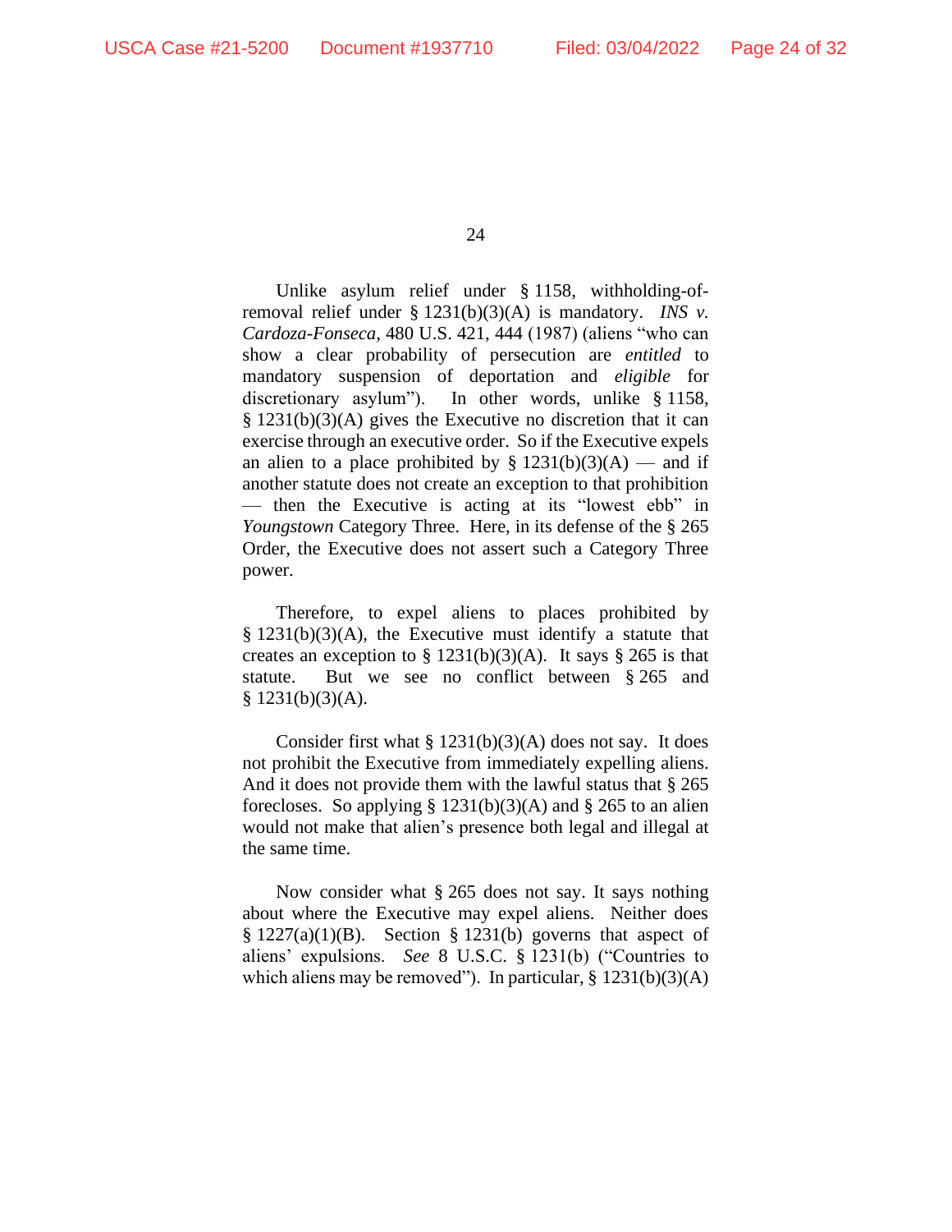Unlike asylum relief under § 1158, withholding-of-removal relief under § 1231(b)(3)(A) is mandatory. *INS v. Cardoza-Fonseca*, 480 U.S. 421, 444 (1987) (aliens "who can show a clear probability of persecution are *entitled* to mandatory suspension of deportation and *eligible* for discretionary asylum"). In other words, unlike § 1158, § 1231(b)(3)(A) gives the Executive no discretion that it can exercise through an executive order. So if the Executive expels an alien to a place prohibited by § 1231(b)(3)(A) — and if another statute does not create an exception to that prohibition — then the Executive is acting at its "lowest ebb" in *Youngstown* Category Three. Here, in its defense of the § 265 Order, the Executive does not assert such a Category Three power.

Therefore, to expel aliens to places prohibited by § 1231(b)(3)(A), the Executive must identify a statute that creates an exception to § 1231(b)(3)(A). It says § 265 is that statute. But we see no conflict between § 265 and § 1231(b)(3)(A).

Consider first what § 1231(b)(3)(A) does not say. It does not prohibit the Executive from immediately expelling aliens. And it does not provide them with the lawful status that § 265 forecloses. So applying § 1231(b)(3)(A) and § 265 to an alien would not make that alien's presence both legal and illegal at the same time.

Now consider what § 265 does not say. It says nothing about where the Executive may expel aliens. Neither does § 1227(a)(1)(B). Section § 1231(b) governs that aspect of aliens' expulsions. *See* 8 U.S.C. § 1231(b) ("Countries to which aliens may be removed"). In particular, § 1231(b)(3)(A)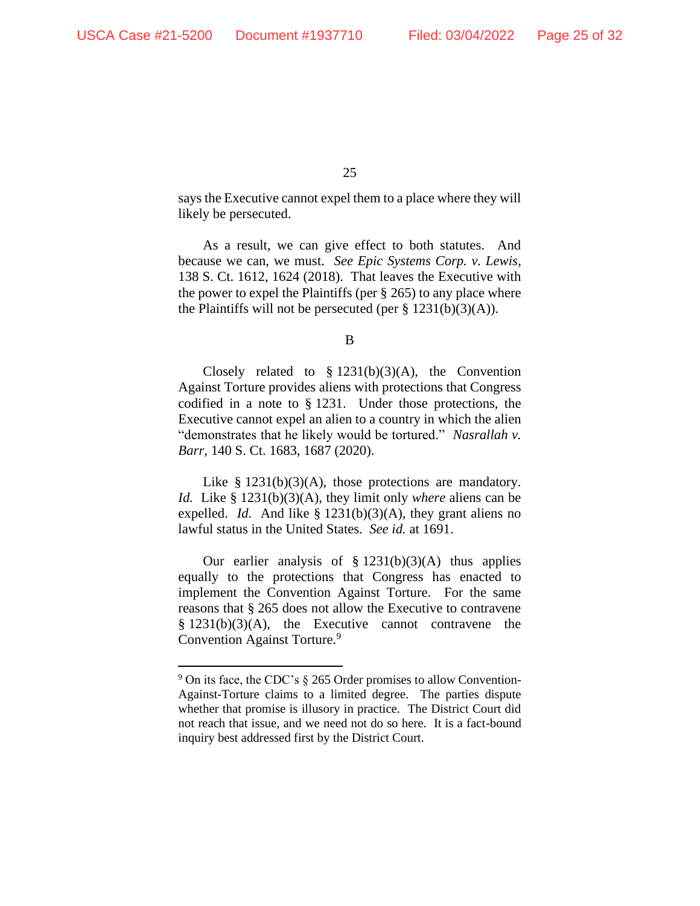says the Executive cannot expel them to a place where they will likely be persecuted.

As a result, we can give effect to both statutes. And because we can, we must. *See Epic Systems Corp. v. Lewis*, 138 S. Ct. 1612, 1624 (2018). That leaves the Executive with the power to expel the Plaintiffs (per § 265) to any place where the Plaintiffs will not be persecuted (per § 1231(b)(3)(A)).

B

Closely related to § 1231(b)(3)(A), the Convention Against Torture provides aliens with protections that Congress codified in a note to § 1231. Under those protections, the Executive cannot expel an alien to a country in which the alien "demonstrates that he likely would be tortured." *Nasrallah v. Barr*, 140 S. Ct. 1683, 1687 (2020).

Like § 1231(b)(3)(A), those protections are mandatory. *Id.* Like § 1231(b)(3)(A), they limit only *where* aliens can be expelled. *Id.* And like § 1231(b)(3)(A), they grant aliens no lawful status in the United States. *See id.* at 1691.

Our earlier analysis of § 1231(b)(3)(A) thus applies equally to the protections that Congress has enacted to implement the Convention Against Torture. For the same reasons that § 265 does not allow the Executive to contravene § 1231(b)(3)(A), the Executive cannot contravene the Convention Against Torture.[9]

[9] On its face, the CDC's § 265 Order promises to allow Convention-Against-Torture claims to a limited degree. The parties dispute whether that promise is illusory in practice. The District Court did not reach that issue, and we need not do so here. It is a fact-bound inquiry best addressed first by the District Court.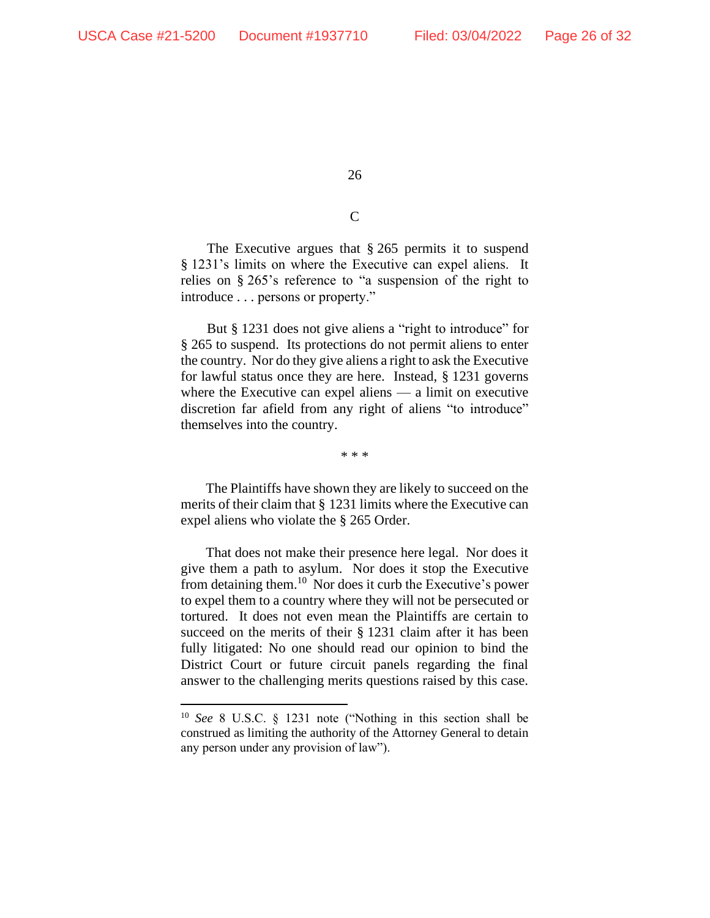### C

The Executive argues that § 265 permits it to suspend § 1231's limits on where the Executive can expel aliens. It relies on § 265's reference to "a suspension of the right to introduce . . . persons or property."

But § 1231 does not give aliens a "right to introduce" for § 265 to suspend. Its protections do not permit aliens to enter the country. Nor do they give aliens a right to ask the Executive for lawful status once they are here. Instead, § 1231 governs where the Executive can expel aliens — a limit on executive discretion far afield from any right of aliens "to introduce" themselves into the country.

\* \* \*

The Plaintiffs have shown they are likely to succeed on the merits of their claim that § 1231 limits where the Executive can expel aliens who violate the § 265 Order.

That does not make their presence here legal. Nor does it give them a path to asylum. Nor does it stop the Executive from detaining them.[10] Nor does it curb the Executive's power to expel them to a country where they will not be persecuted or tortured. It does not even mean the Plaintiffs are certain to succeed on the merits of their § 1231 claim after it has been fully litigated: No one should read our opinion to bind the District Court or future circuit panels regarding the final answer to the challenging merits questions raised by this case.

---

[10] *See* 8 U.S.C. § 1231 note ("Nothing in this section shall be construed as limiting the authority of the Attorney General to detain any person under any provision of law").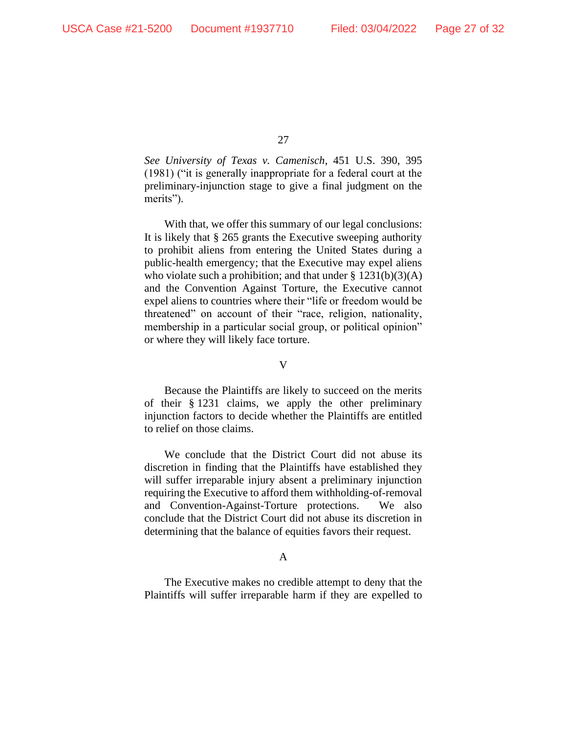*See University of Texas v. Camenisch*, 451 U.S. 390, 395 (1981) ("it is generally inappropriate for a federal court at the preliminary-injunction stage to give a final judgment on the merits").

With that, we offer this summary of our legal conclusions: It is likely that § 265 grants the Executive sweeping authority to prohibit aliens from entering the United States during a public-health emergency; that the Executive may expel aliens who violate such a prohibition; and that under § 1231(b)(3)(A) and the Convention Against Torture, the Executive cannot expel aliens to countries where their "life or freedom would be threatened" on account of their "race, religion, nationality, membership in a particular social group, or political opinion" or where they will likely face torture.

## V

Because the Plaintiffs are likely to succeed on the merits of their § 1231 claims, we apply the other preliminary injunction factors to decide whether the Plaintiffs are entitled to relief on those claims.

We conclude that the District Court did not abuse its discretion in finding that the Plaintiffs have established they will suffer irreparable injury absent a preliminary injunction requiring the Executive to afford them withholding-of-removal and Convention-Against-Torture protections. We also conclude that the District Court did not abuse its discretion in determining that the balance of equities favors their request.

### A

The Executive makes no credible attempt to deny that the Plaintiffs will suffer irreparable harm if they are expelled to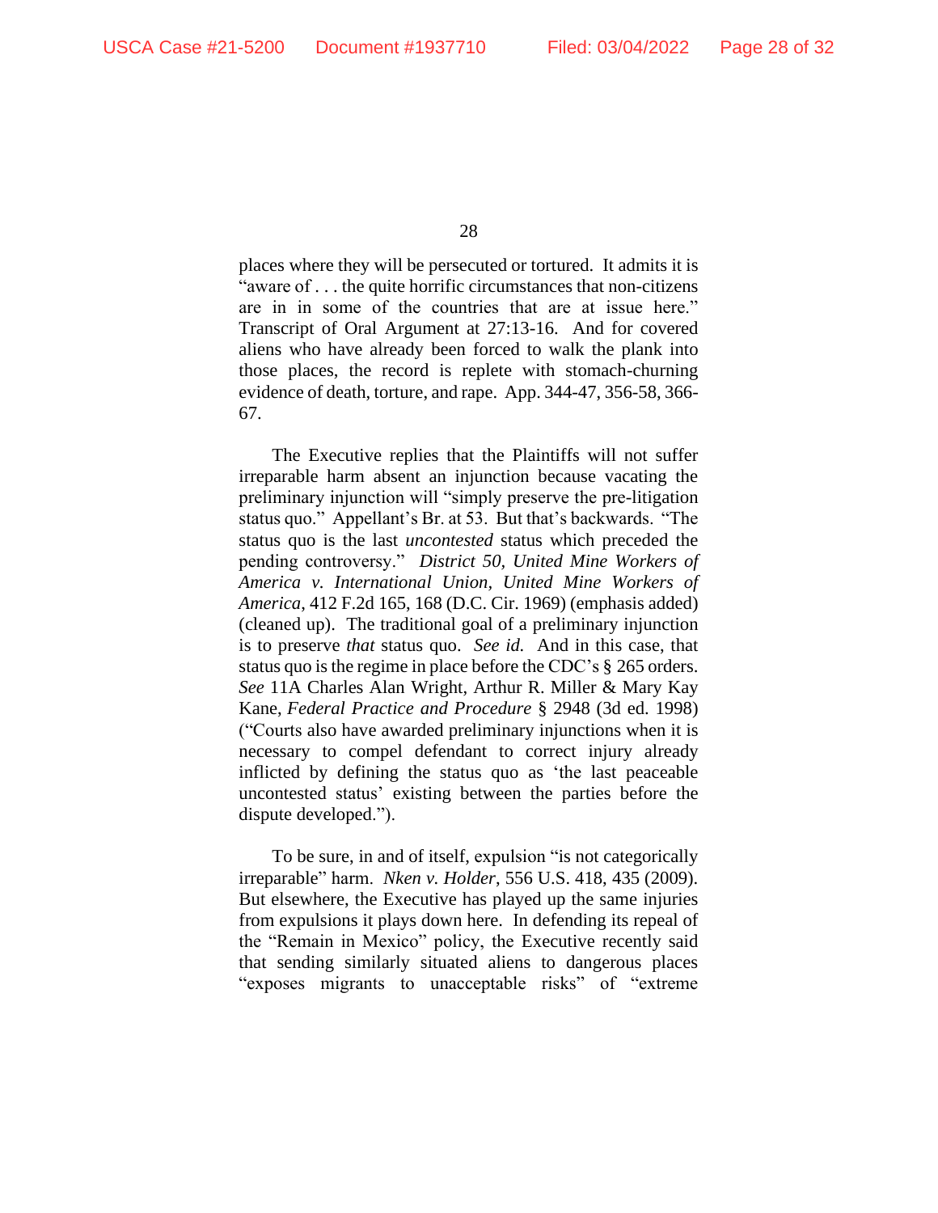places where they will be persecuted or tortured. It admits it is "aware of . . . the quite horrific circumstances that non-citizens are in in some of the countries that are at issue here." Transcript of Oral Argument at 27:13-16. And for covered aliens who have already been forced to walk the plank into those places, the record is replete with stomach-churning evidence of death, torture, and rape. App. 344-47, 356-58, 366-67.

The Executive replies that the Plaintiffs will not suffer irreparable harm absent an injunction because vacating the preliminary injunction will "simply preserve the pre-litigation status quo." Appellant's Br. at 53. But that's backwards. "The status quo is the last *uncontested* status which preceded the pending controversy." *District 50, United Mine Workers of America v. International Union, United Mine Workers of America*, 412 F.2d 165, 168 (D.C. Cir. 1969) (emphasis added) (cleaned up). The traditional goal of a preliminary injunction is to preserve *that* status quo. *See id.* And in this case, that status quo is the regime in place before the CDC's § 265 orders. *See* 11A Charles Alan Wright, Arthur R. Miller & Mary Kay Kane, *Federal Practice and Procedure* § 2948 (3d ed. 1998) ("Courts also have awarded preliminary injunctions when it is necessary to compel defendant to correct injury already inflicted by defining the status quo as 'the last peaceable uncontested status' existing between the parties before the dispute developed.").

To be sure, in and of itself, expulsion "is not categorically irreparable" harm. *Nken v. Holder*, 556 U.S. 418, 435 (2009). But elsewhere, the Executive has played up the same injuries from expulsions it plays down here. In defending its repeal of the "Remain in Mexico" policy, the Executive recently said that sending similarly situated aliens to dangerous places "exposes migrants to unacceptable risks" of "extreme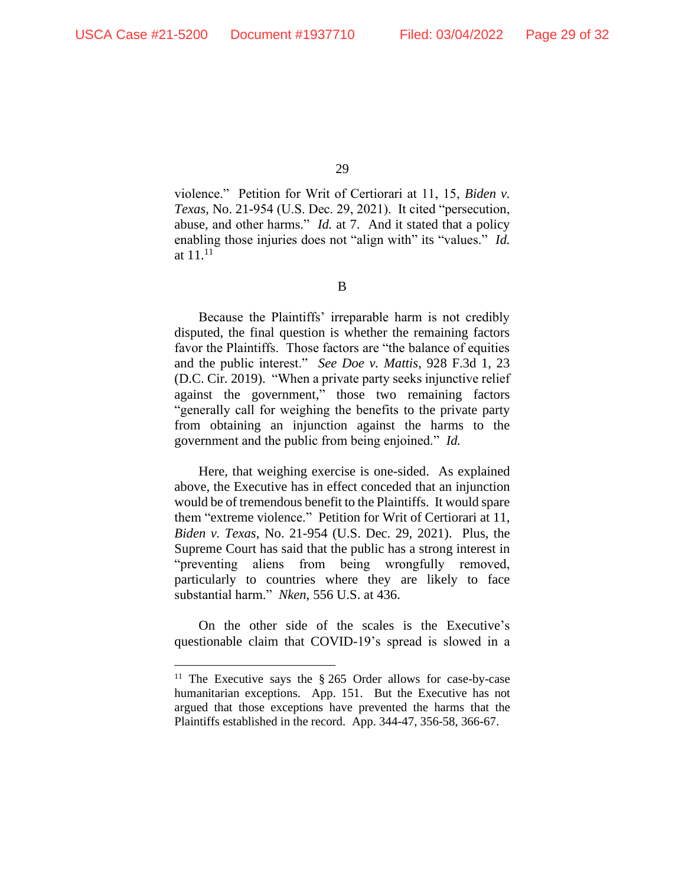violence." Petition for Writ of Certiorari at 11, 15, *Biden v. Texas*, No. 21-954 (U.S. Dec. 29, 2021). It cited "persecution, abuse, and other harms." *Id.* at 7. And it stated that a policy enabling those injuries does not "align with" its "values." *Id.* at 11.[11]

B

Because the Plaintiffs' irreparable harm is not credibly disputed, the final question is whether the remaining factors favor the Plaintiffs. Those factors are "the balance of equities and the public interest." *See Doe v. Mattis*, 928 F.3d 1, 23 (D.C. Cir. 2019). "When a private party seeks injunctive relief against the government," those two remaining factors "generally call for weighing the benefits to the private party from obtaining an injunction against the harms to the government and the public from being enjoined." *Id.*

Here, that weighing exercise is one-sided. As explained above, the Executive has in effect conceded that an injunction would be of tremendous benefit to the Plaintiffs. It would spare them "extreme violence." Petition for Writ of Certiorari at 11, *Biden v. Texas*, No. 21-954 (U.S. Dec. 29, 2021). Plus, the Supreme Court has said that the public has a strong interest in "preventing aliens from being wrongfully removed, particularly to countries where they are likely to face substantial harm." *Nken*, 556 U.S. at 436.

On the other side of the scales is the Executive's questionable claim that COVID-19's spread is slowed in a

---

[11] The Executive says the § 265 Order allows for case-by-case humanitarian exceptions. App. 151. But the Executive has not argued that those exceptions have prevented the harms that the Plaintiffs established in the record. App. 344-47, 356-58, 366-67.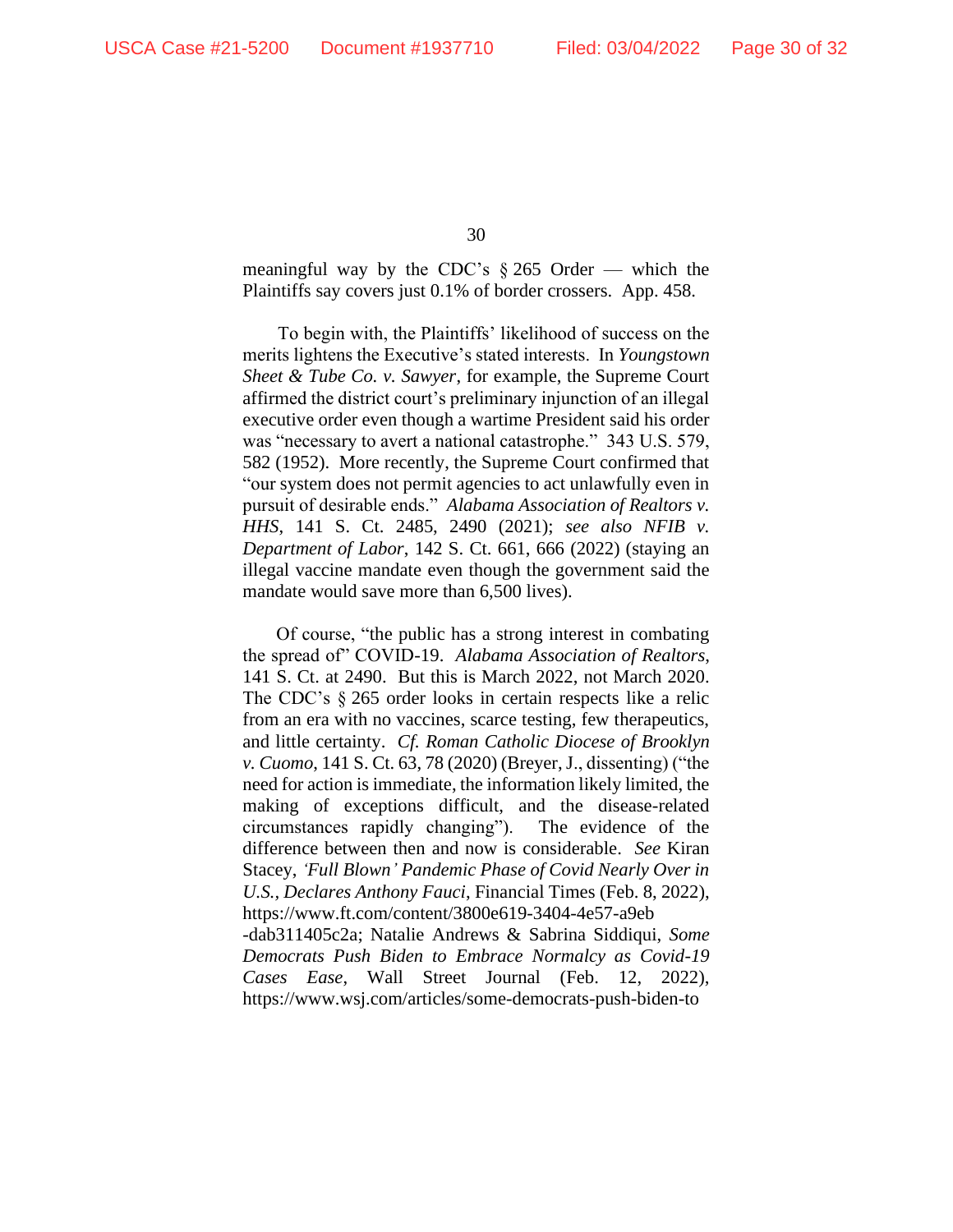meaningful way by the CDC's § 265 Order — which the Plaintiffs say covers just 0.1% of border crossers. App. 458.

To begin with, the Plaintiffs' likelihood of success on the merits lightens the Executive's stated interests. In *Youngstown Sheet & Tube Co. v. Sawyer*, for example, the Supreme Court affirmed the district court's preliminary injunction of an illegal executive order even though a wartime President said his order was "necessary to avert a national catastrophe." 343 U.S. 579, 582 (1952). More recently, the Supreme Court confirmed that "our system does not permit agencies to act unlawfully even in pursuit of desirable ends." *Alabama Association of Realtors v. HHS*, 141 S. Ct. 2485, 2490 (2021); *see also NFIB v. Department of Labor*, 142 S. Ct. 661, 666 (2022) (staying an illegal vaccine mandate even though the government said the mandate would save more than 6,500 lives).

Of course, "the public has a strong interest in combating the spread of" COVID-19. *Alabama Association of Realtors*, 141 S. Ct. at 2490. But this is March 2022, not March 2020. The CDC's § 265 order looks in certain respects like a relic from an era with no vaccines, scarce testing, few therapeutics, and little certainty. *Cf. Roman Catholic Diocese of Brooklyn v. Cuomo*, 141 S. Ct. 63, 78 (2020) (Breyer, J., dissenting) ("the need for action is immediate, the information likely limited, the making of exceptions difficult, and the disease-related circumstances rapidly changing"). The evidence of the difference between then and now is considerable. *See* Kiran Stacey, *'Full Blown' Pandemic Phase of Covid Nearly Over in U.S., Declares Anthony Fauci*, Financial Times (Feb. 8, 2022), https://www.ft.com/content/3800e619-3404-4e57-a9eb-dab311405c2a; Natalie Andrews & Sabrina Siddiqui, *Some Democrats Push Biden to Embrace Normalcy as Covid-19 Cases Ease*, Wall Street Journal (Feb. 12, 2022), https://www.wsj.com/articles/some-democrats-push-biden-to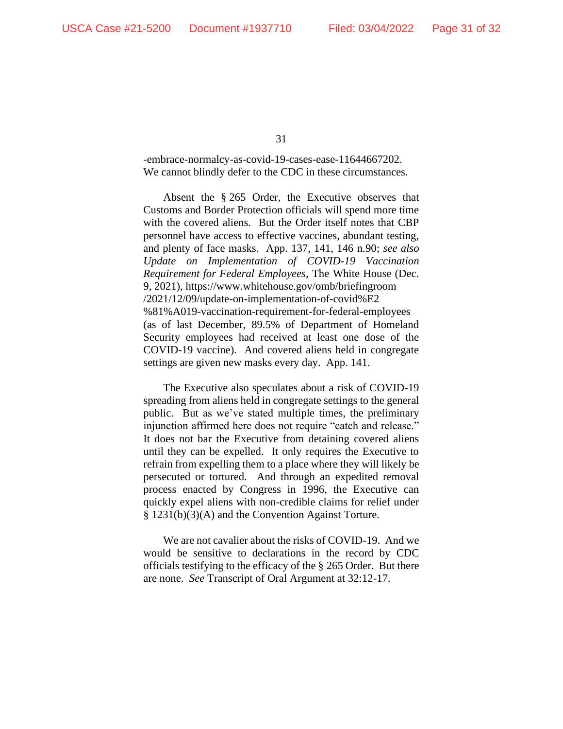-embrace-normalcy-as-covid-19-cases-ease-11644667202. We cannot blindly defer to the CDC in these circumstances.

Absent the § 265 Order, the Executive observes that Customs and Border Protection officials will spend more time with the covered aliens. But the Order itself notes that CBP personnel have access to effective vaccines, abundant testing, and plenty of face masks. App. 137, 141, 146 n.90; *see also Update on Implementation of COVID-19 Vaccination Requirement for Federal Employees*, The White House (Dec. 9, 2021), https://www.whitehouse.gov/omb/briefingroom/2021/12/09/update-on-implementation-of-covid%E2%81%A019-vaccination-requirement-for-federal-employees (as of last December, 89.5% of Department of Homeland Security employees had received at least one dose of the COVID-19 vaccine). And covered aliens held in congregate settings are given new masks every day. App. 141.

The Executive also speculates about a risk of COVID-19 spreading from aliens held in congregate settings to the general public. But as we've stated multiple times, the preliminary injunction affirmed here does not require "catch and release." It does not bar the Executive from detaining covered aliens until they can be expelled. It only requires the Executive to refrain from expelling them to a place where they will likely be persecuted or tortured. And through an expedited removal process enacted by Congress in 1996, the Executive can quickly expel aliens with non-credible claims for relief under § 1231(b)(3)(A) and the Convention Against Torture.

We are not cavalier about the risks of COVID-19. And we would be sensitive to declarations in the record by CDC officials testifying to the efficacy of the § 265 Order. But there are none. *See* Transcript of Oral Argument at 32:12-17.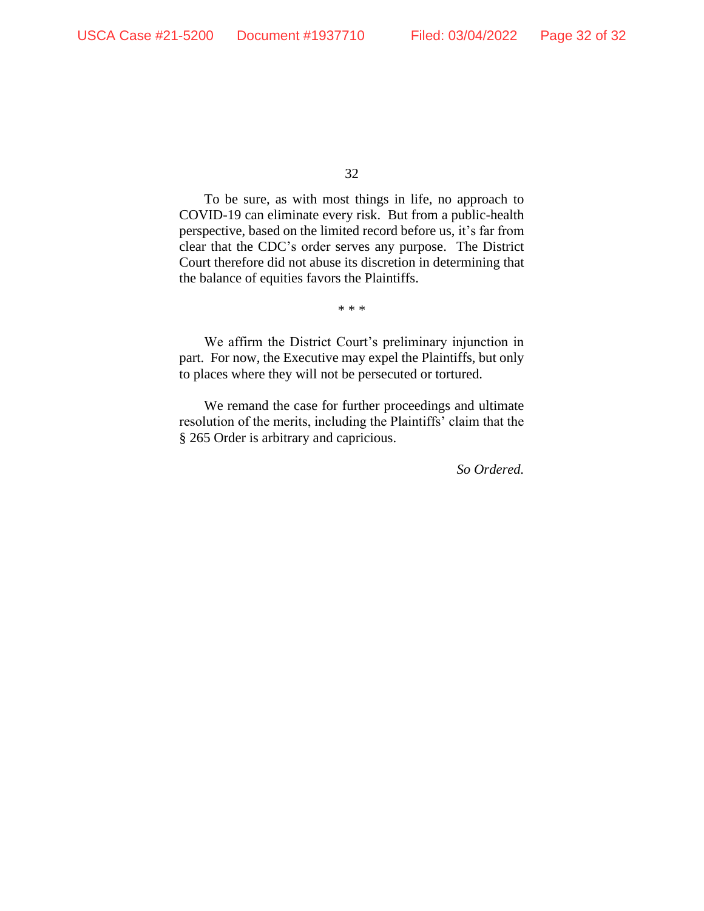To be sure, as with most things in life, no approach to COVID-19 can eliminate every risk. But from a public-health perspective, based on the limited record before us, it's far from clear that the CDC's order serves any purpose. The District Court therefore did not abuse its discretion in determining that the balance of equities favors the Plaintiffs.

\* \* \*

We affirm the District Court's preliminary injunction in part. For now, the Executive may expel the Plaintiffs, but only to places where they will not be persecuted or tortured.

We remand the case for further proceedings and ultimate resolution of the merits, including the Plaintiffs' claim that the § 265 Order is arbitrary and capricious.

*So Ordered.*